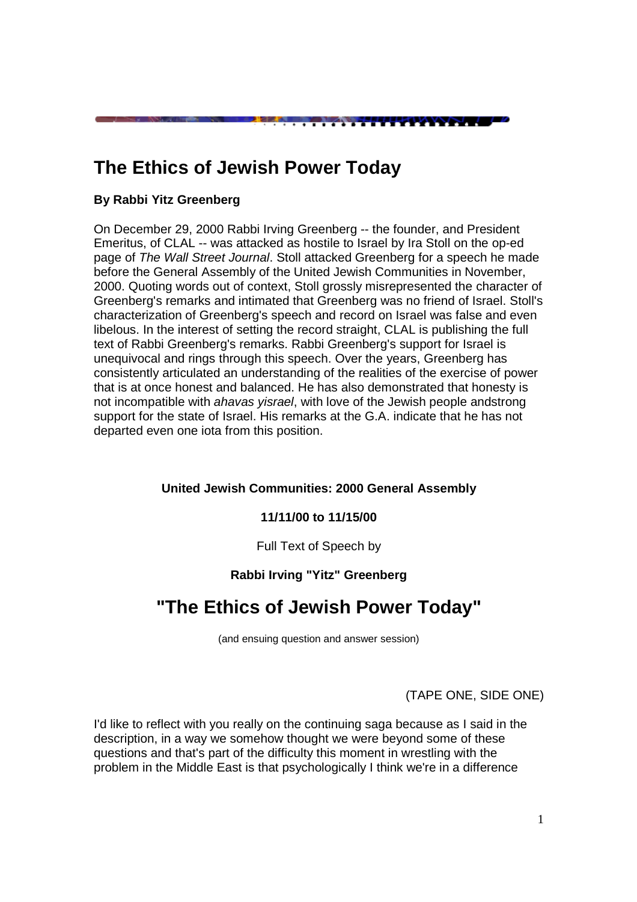# The Ethics of Jewish Power Today

**By Rabbi Yitz Greenberg**

On December 29, 2000 Rabbi Irving Greenberg -- the founder, and President Emeritus, of CLAL -- was attacked as hostile to Israel by Ira Stoll on the op-ed page of *The Wall Street Journal*. Stoll attacked Greenberg for a speech he made before the General Assembly of the United Jewish Communities in November, 2000. Quoting words out of context, Stoll grossly misrepresented the character of Greenberg's remarks and intimated that Greenberg was no friend of Israel. Stoll's characterization of Greenberg's speech and record on Israel was false and even libelous. In the interest of setting the record straight, CLAL is publishing the full text of Rabbi Greenberg's remarks. Rabbi Greenberg's support for Israel is unequivocal and rings through this speech. Over the years, Greenberg has consistently articulated an understanding of the realities of the exercise of power that is at once honest and balanced. He has also demonstrated that honesty is not incompatible with *ahavas yisrael*, with love of the Jewish people andstrong support for the state of Israel. His remarks at the G.A. indicate that he has not departed even one iota from this position.

**United Jewish Communities: 2000 General Assembly**

**11/11/00 to 11/15/00**

Full Text of Speech by

**Rabbi Irving "Yitz" Greenberg**

## "The Ethics of Jewish Power Today"

(and ensuing question and answer session)

(TAPE ONE, SIDE ONE)

I'd like to reflect with you really on the continuing saga because as I said in the description, in a way we somehow thought we were beyond some of these questions and that's part of the difficulty this moment in wrestling with the problem in the Middle East is that psychologically I think we're in a difference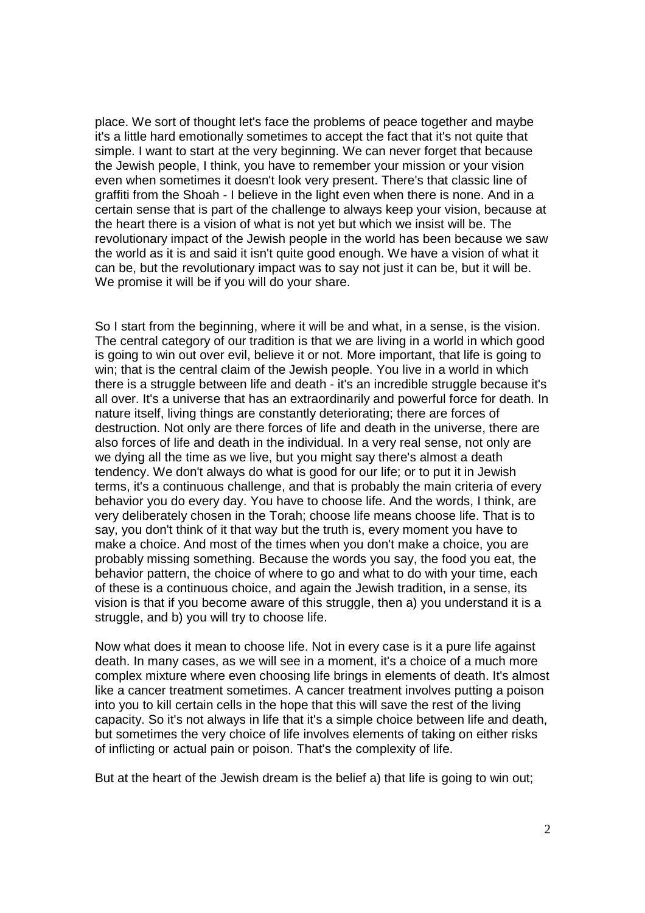place. We sort of thought let's face the problems of peace together and maybe it's a little hard emotionally sometimes to accept the fact that it's not quite that simple. I want to start at the very beginning. We can never forget that because the Jewish people, I think, you have to remember your mission or your vision even when sometimes it doesn't look very present. There's that classic line of graffiti from the Shoah - I believe in the light even when there is none. And in a certain sense that is part of the challenge to always keep your vision, because at the heart there is a vision of what is not yet but which we insist will be. The revolutionary impact of the Jewish people in the world has been because we saw the world as it is and said it isn't quite good enough. We have a vision of what it can be, but the revolutionary impact was to say not just it can be, but it will be. We promise it will be if you will do your share.

So I start from the beginning, where it will be and what, in a sense, is the vision. The central category of our tradition is that we are living in a world in which good is going to win out over evil, believe it or not. More important, that life is going to win; that is the central claim of the Jewish people. You live in a world in which there is a struggle between life and death - it's an incredible struggle because it's all over. It's a universe that has an extraordinarily and powerful force for death. In nature itself, living things are constantly deteriorating; there are forces of destruction. Not only are there forces of life and death in the universe, there are also forces of life and death in the individual. In a very real sense, not only are we dying all the time as we live, but you might say there's almost a death tendency. We don't always do what is good for our life; or to put it in Jewish terms, it's a continuous challenge, and that is probably the main criteria of every behavior you do every day. You have to choose life. And the words, I think, are very deliberately chosen in the Torah; choose life means choose life. That is to say, you don't think of it that way but the truth is, every moment you have to make a choice. And most of the times when you don't make a choice, you are probably missing something. Because the words you say, the food you eat, the behavior pattern, the choice of where to go and what to do with your time, each of these is a continuous choice, and again the Jewish tradition, in a sense, its vision is that if you become aware of this struggle, then a) you understand it is a struggle, and b) you will try to choose life.

Now what does it mean to choose life. Not in every case is it a pure life against death. In many cases, as we will see in a moment, it's a choice of a much more complex mixture where even choosing life brings in elements of death. It's almost like a cancer treatment sometimes. A cancer treatment involves putting a poison into you to kill certain cells in the hope that this will save the rest of the living capacity. So it's not always in life that it's a simple choice between life and death, but sometimes the very choice of life involves elements of taking on either risks of inflicting or actual pain or poison. That's the complexity of life.

But at the heart of the Jewish dream is the belief a) that life is going to win out;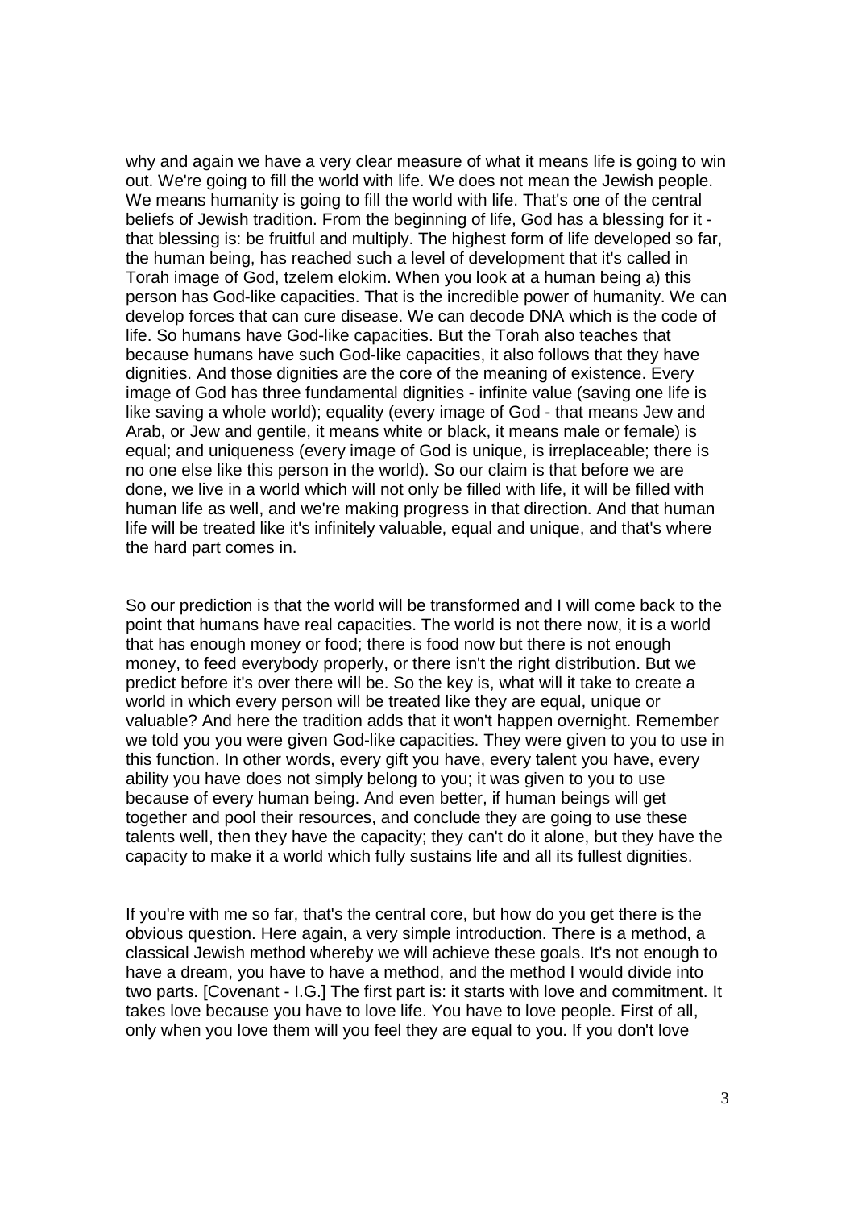why and again we have a very clear measure of what it means life is going to win out. We're going to fill the world with life. We does not mean the Jewish people. We means humanity is going to fill the world with life. That's one of the central beliefs of Jewish tradition. From the beginning of life, God has a blessing for it - that blessing is: be fruitful and multiply. The highest form of life developed so far, the human being, has reached such a level of development that it's called in Torah image of God, tzelem elokim. When you look at a human being a) this person has God-like capacities. That is the incredible power of humanity. We can develop forces that can cure disease. We can decode DNA which is the code of life. So humans have God-like capacities. But the Torah also teaches that because humans have such God-like capacities, it also follows that they have dignities. And those dignities are the core of the meaning of existence. Every image of God has three fundamental dignities - infinite value (saving one life is like saving a whole world); equality (every image of God - that means Jew and Arab, or Jew and gentile, it means white or black, it means male or female) is equal; and uniqueness (every image of God is unique, is irreplaceable; there is no one else like this person in the world). So our claim is that before we are done, we live in a world which will not only be filled with life, it will be filled with human life as well, and we're making progress in that direction. And that human life will be treated like it's infinitely valuable, equal and unique, and that's where the hard part comes in.

So our prediction is that the world will be transformed and I will come back to the point that humans have real capacities. The world is not there now, it is a world that has enough money or food; there is food now but there is not enough money, to feed everybody properly, or there isn't the right distribution. But we predict before it's over there will be. So the key is, what will it take to create a world in which every person will be treated like they are equal, unique or valuable? And here the tradition adds that it won't happen overnight. Remember we told you you were given God-like capacities. They were given to you to use in this function. In other words, every gift you have, every talent you have, every ability you have does not simply belong to you; it was given to you to use because of every human being. And even better, if human beings will get together and pool their resources, and conclude they are going to use these talents well, then they have the capacity; they can't do it alone, but they have the capacity to make it a world which fully sustains life and all its fullest dignities.

If you're with me so far, that's the central core, but how do you get there is the obvious question. Here again, a very simple introduction. There is a method, a classical Jewish method whereby we will achieve these goals. It's not enough to have a dream, you have to have a method, and the method I would divide into two parts. [Covenant - I.G.] The first part is: it starts with love and commitment. It takes love because you have to love life. You have to love people. First of all, only when you love them will you feel they are equal to you. If you don't love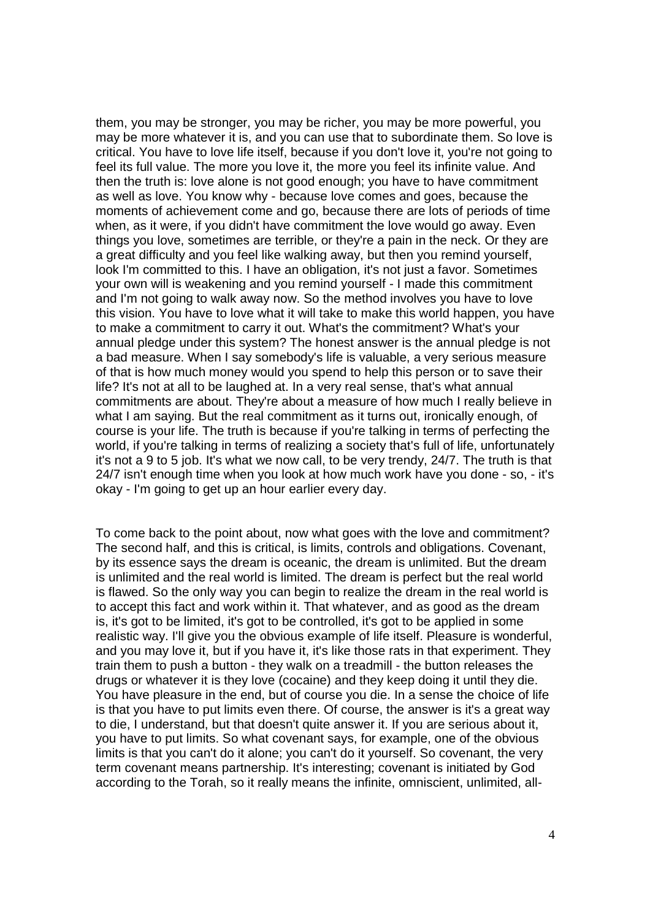them, you may be stronger, you may be richer, you may be more powerful, you may be more whatever it is, and you can use that to subordinate them. So love is critical. You have to love life itself, because if you don't love it, you're not going to feel its full value. The more you love it, the more you feel its infinite value. And then the truth is: love alone is not good enough; you have to have commitment as well as love. You know why - because love comes and goes, because the moments of achievement come and go, because there are lots of periods of time when, as it were, if you didn't have commitment the love would go away. Even things you love, sometimes are terrible, or they're a pain in the neck. Or they are a great difficulty and you feel like walking away, but then you remind yourself, look I'm committed to this. I have an obligation, it's not just a favor. Sometimes your own will is weakening and you remind yourself - I made this commitment and I'm not going to walk away now. So the method involves you have to love this vision. You have to love what it will take to make this world happen, you have to make a commitment to carry it out. What's the commitment? What's your annual pledge under this system? The honest answer is the annual pledge is not a bad measure. When I say somebody's life is valuable, a very serious measure of that is how much money would you spend to help this person or to save their life? It's not at all to be laughed at. In a very real sense, that's what annual commitments are about. They're about a measure of how much I really believe in what I am saying. But the real commitment as it turns out, ironically enough, of course is your life. The truth is because if you're talking in terms of perfecting the world, if you're talking in terms of realizing a society that's full of life, unfortunately it's not a 9 to 5 job. It's what we now call, to be very trendy, 24/7. The truth is that 24/7 isn't enough time when you look at how much work have you done - so, - it's okay - I'm going to get up an hour earlier every day.

To come back to the point about, now what goes with the love and commitment? The second half, and this is critical, is limits, controls and obligations. Covenant, by its essence says the dream is oceanic, the dream is unlimited. But the dream is unlimited and the real world is limited. The dream is perfect but the real world is flawed. So the only way you can begin to realize the dream in the real world is to accept this fact and work within it. That whatever, and as good as the dream is, it's got to be limited, it's got to be controlled, it's got to be applied in some realistic way. I'll give you the obvious example of life itself. Pleasure is wonderful, and you may love it, but if you have it, it's like those rats in that experiment. They train them to push a button - they walk on a treadmill - the button releases the drugs or whatever it is they love (cocaine) and they keep doing it until they die. You have pleasure in the end, but of course you die. In a sense the choice of life is that you have to put limits even there. Of course, the answer is it's a great way to die, I understand, but that doesn't quite answer it. If you are serious about it, you have to put limits. So what covenant says, for example, one of the obvious limits is that you can't do it alone; you can't do it yourself. So covenant, the very term covenant means partnership. It's interesting; covenant is initiated by God according to the Torah, so it really means the infinite, omniscient, unlimited, all-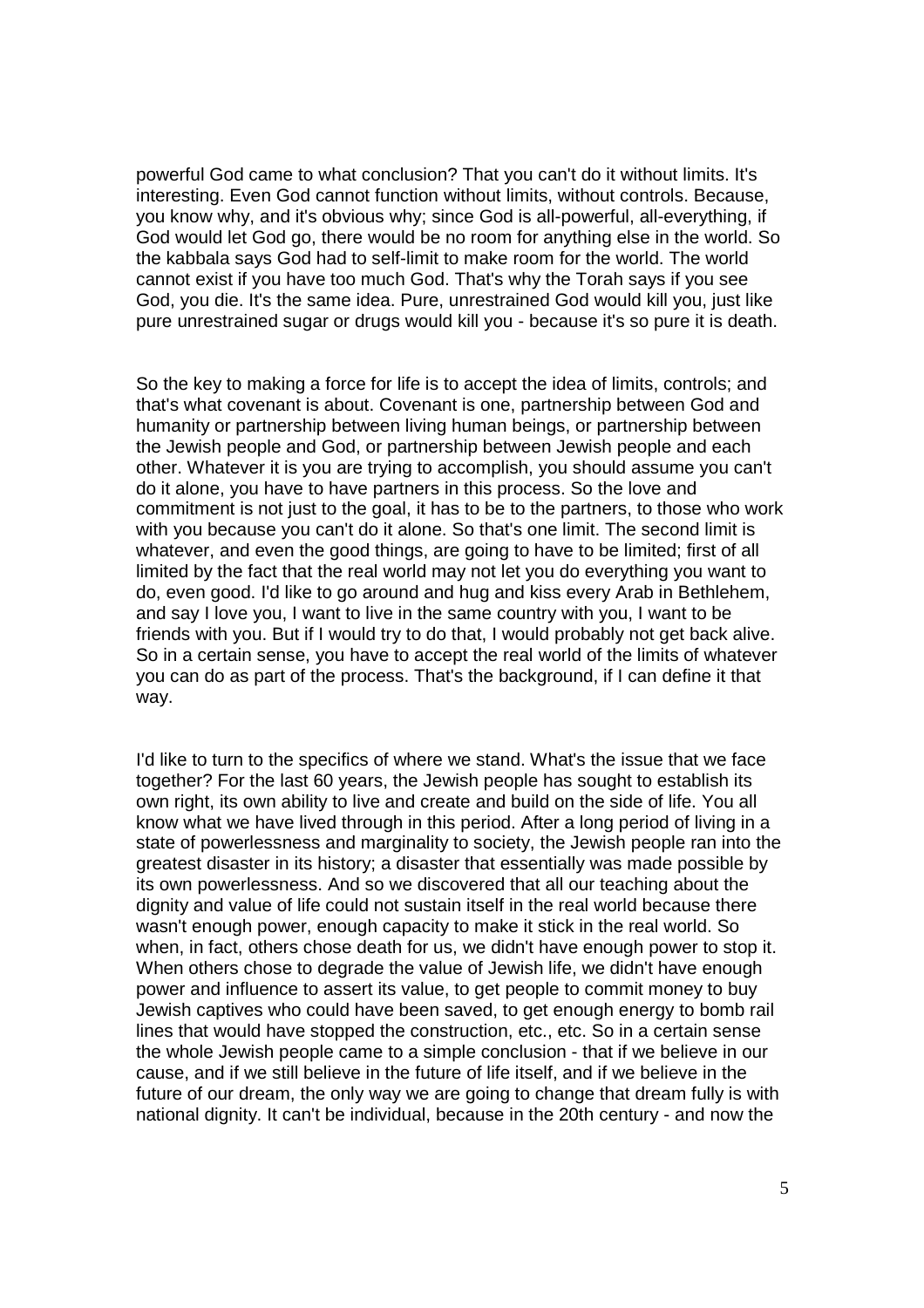powerful God came to what conclusion? That you can't do it without limits. It's interesting. Even God cannot function without limits, without controls. Because, you know why, and it's obvious why; since God is all-powerful, all-everything, if God would let God go, there would be no room for anything else in the world. So the kabbala says God had to self-limit to make room for the world. The world cannot exist if you have too much God. That's why the Torah says if you see God, you die. It's the same idea. Pure, unrestrained God would kill you, just like pure unrestrained sugar or drugs would kill you - because it's so pure it is death.

So the key to making a force for life is to accept the idea of limits, controls; and that's what covenant is about. Covenant is one, partnership between God and humanity or partnership between living human beings, or partnership between the Jewish people and God, or partnership between Jewish people and each other. Whatever it is you are trying to accomplish, you should assume you can't do it alone, you have to have partners in this process. So the love and commitment is not just to the goal, it has to be to the partners, to those who work with you because you can't do it alone. So that's one limit. The second limit is whatever, and even the good things, are going to have to be limited; first of all limited by the fact that the real world may not let you do everything you want to do, even good. I'd like to go around and hug and kiss every Arab in Bethlehem, and say I love you, I want to live in the same country with you, I want to be friends with you. But if I would try to do that, I would probably not get back alive. So in a certain sense, you have to accept the real world of the limits of whatever you can do as part of the process. That's the background, if I can define it that way.

I'd like to turn to the specifics of where we stand. What's the issue that we face together? For the last 60 years, the Jewish people has sought to establish its own right, its own ability to live and create and build on the side of life. You all know what we have lived through in this period. After a long period of living in a state of powerlessness and marginality to society, the Jewish people ran into the greatest disaster in its history; a disaster that essentially was made possible by its own powerlessness. And so we discovered that all our teaching about the dignity and value of life could not sustain itself in the real world because there wasn't enough power, enough capacity to make it stick in the real world. So when, in fact, others chose death for us, we didn't have enough power to stop it. When others chose to degrade the value of Jewish life, we didn't have enough power and influence to assert its value, to get people to commit money to buy Jewish captives who could have been saved, to get enough energy to bomb rail lines that would have stopped the construction, etc., etc. So in a certain sense the whole Jewish people came to a simple conclusion - that if we believe in our cause, and if we still believe in the future of life itself, and if we believe in the future of our dream, the only way we are going to change that dream fully is with national dignity. It can't be individual, because in the 20th century - and now the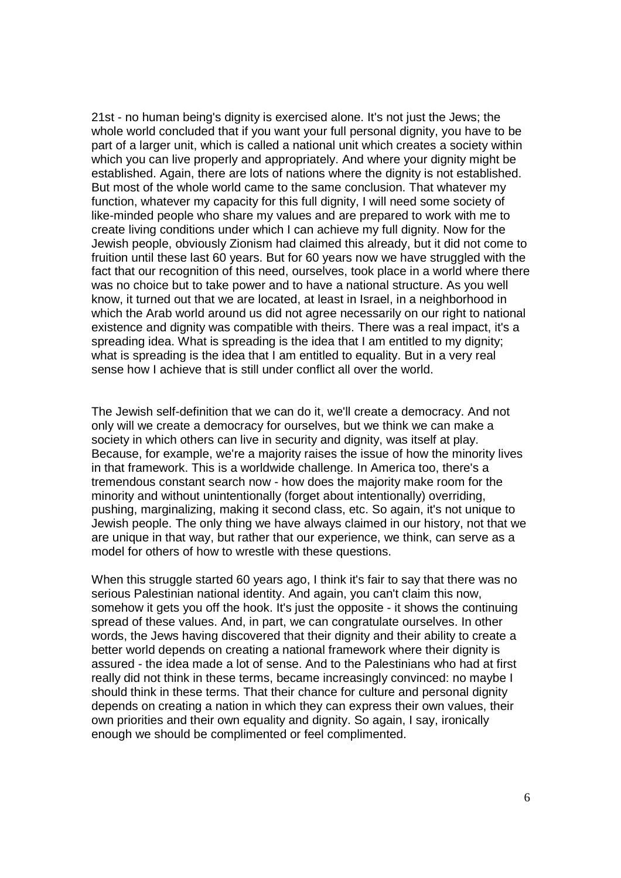21st - no human being's dignity is exercised alone. It's not just the Jews; the whole world concluded that if you want your full personal dignity, you have to be part of a larger unit, which is called a national unit which creates a society within which you can live properly and appropriately. And where your dignity might be established. Again, there are lots of nations where the dignity is not established. But most of the whole world came to the same conclusion. That whatever my function, whatever my capacity for this full dignity, I will need some society of like-minded people who share my values and are prepared to work with me to create living conditions under which I can achieve my full dignity. Now for the Jewish people, obviously Zionism had claimed this already, but it did not come to fruition until these last 60 years. But for 60 years now we have struggled with the fact that our recognition of this need, ourselves, took place in a world where there was no choice but to take power and to have a national structure. As you well know, it turned out that we are located, at least in Israel, in a neighborhood in which the Arab world around us did not agree necessarily on our right to national existence and dignity was compatible with theirs. There was a real impact, it's a spreading idea. What is spreading is the idea that I am entitled to my dignity; what is spreading is the idea that I am entitled to equality. But in a very real sense how I achieve that is still under conflict all over the world.

The Jewish self-definition that we can do it, we'll create a democracy. And not only will we create a democracy for ourselves, but we think we can make a society in which others can live in security and dignity, was itself at play. Because, for example, we're a majority raises the issue of how the minority lives in that framework. This is a worldwide challenge. In America too, there's a tremendous constant search now - how does the majority make room for the minority and without unintentionally (forget about intentionally) overriding, pushing, marginalizing, making it second class, etc. So again, it's not unique to Jewish people. The only thing we have always claimed in our history, not that we are unique in that way, but rather that our experience, we think, can serve as a model for others of how to wrestle with these questions.

When this struggle started 60 years ago, I think it's fair to say that there was no serious Palestinian national identity. And again, you can't claim this now, somehow it gets you off the hook. It's just the opposite - it shows the continuing spread of these values. And, in part, we can congratulate ourselves. In other words, the Jews having discovered that their dignity and their ability to create a better world depends on creating a national framework where their dignity is assured - the idea made a lot of sense. And to the Palestinians who had at first really did not think in these terms, became increasingly convinced: no maybe I should think in these terms. That their chance for culture and personal dignity depends on creating a nation in which they can express their own values, their own priorities and their own equality and dignity. So again, I say, ironically enough we should be complimented or feel complimented.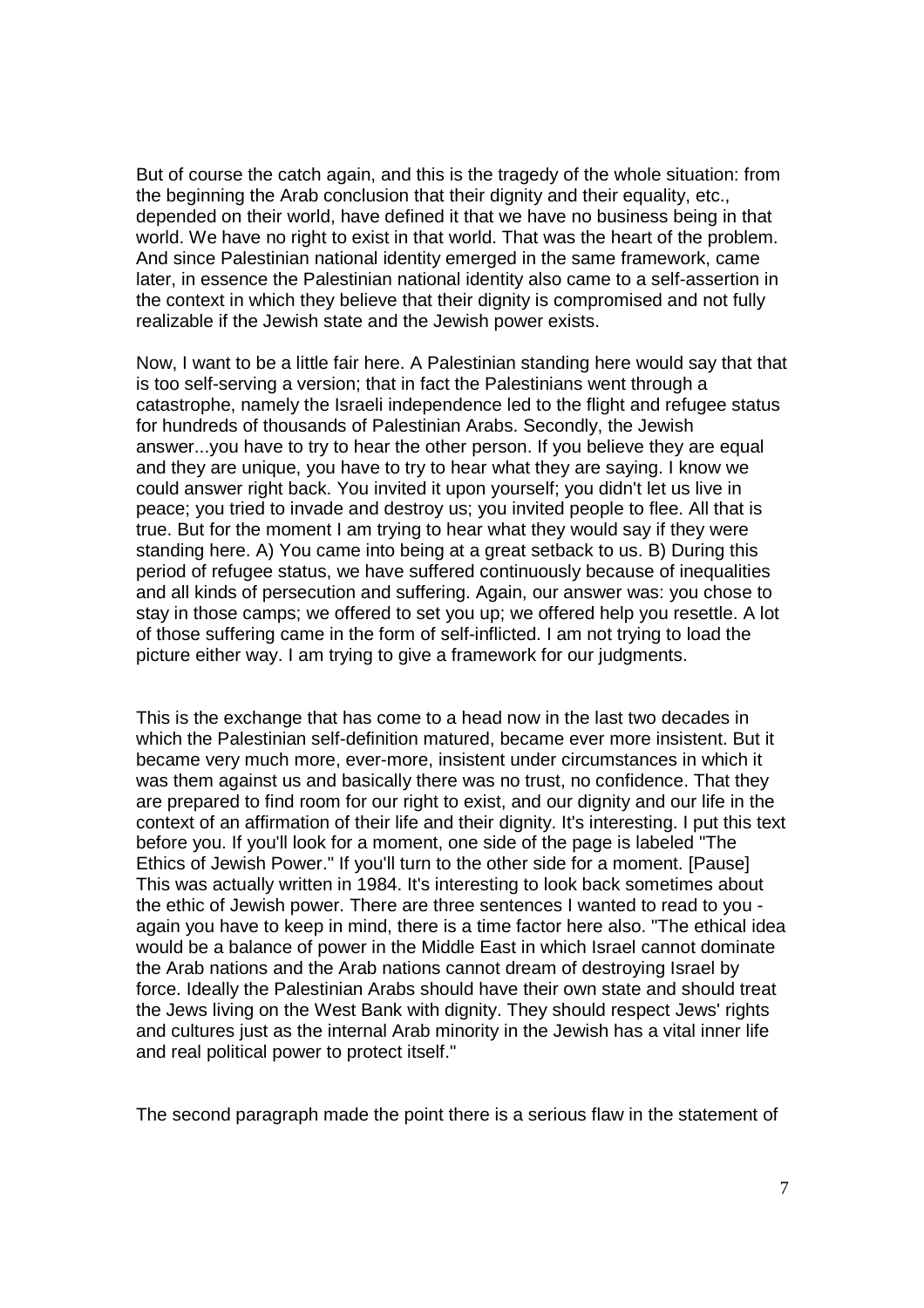But of course the catch again, and this is the tragedy of the whole situation: from the beginning the Arab conclusion that their dignity and their equality, etc., depended on their world, have defined it that we have no business being in that world. We have no right to exist in that world. That was the heart of the problem. And since Palestinian national identity emerged in the same framework, came later, in essence the Palestinian national identity also came to a self-assertion in the context in which they believe that their dignity is compromised and not fully realizable if the Jewish state and the Jewish power exists.

Now, I want to be a little fair here. A Palestinian standing here would say that that is too self-serving a version; that in fact the Palestinians went through a catastrophe, namely the Israeli independence led to the flight and refugee status for hundreds of thousands of Palestinian Arabs. Secondly, the Jewish answer...you have to try to hear the other person. If you believe they are equal and they are unique, you have to try to hear what they are saying. I know we could answer right back. You invited it upon yourself; you didn't let us live in peace; you tried to invade and destroy us; you invited people to flee. All that is true. But for the moment I am trying to hear what they would say if they were standing here. A) You came into being at a great setback to us. B) During this period of refugee status, we have suffered continuously because of inequalities and all kinds of persecution and suffering. Again, our answer was: you chose to stay in those camps; we offered to set you up; we offered help you resettle. A lot of those suffering came in the form of self-inflicted. I am not trying to load the picture either way. I am trying to give a framework for our judgments.

This is the exchange that has come to a head now in the last two decades in which the Palestinian self-definition matured, became ever more insistent. But it became very much more, ever-more, insistent under circumstances in which it was them against us and basically there was no trust, no confidence. That they are prepared to find room for our right to exist, and our dignity and our life in the context of an affirmation of their life and their dignity. It's interesting. I put this text before you. If you'll look for a moment, one side of the page is labeled "The Ethics of Jewish Power." If you'll turn to the other side for a moment. [Pause] This was actually written in 1984. It's interesting to look back sometimes about the ethic of Jewish power. There are three sentences I wanted to read to you - again you have to keep in mind, there is a time factor here also. "The ethical idea would be a balance of power in the Middle East in which Israel cannot dominate the Arab nations and the Arab nations cannot dream of destroying Israel by force. Ideally the Palestinian Arabs should have their own state and should treat the Jews living on the West Bank with dignity. They should respect Jews' rights and cultures just as the internal Arab minority in the Jewish has a vital inner life and real political power to protect itself."

The second paragraph made the point there is a serious flaw in the statement of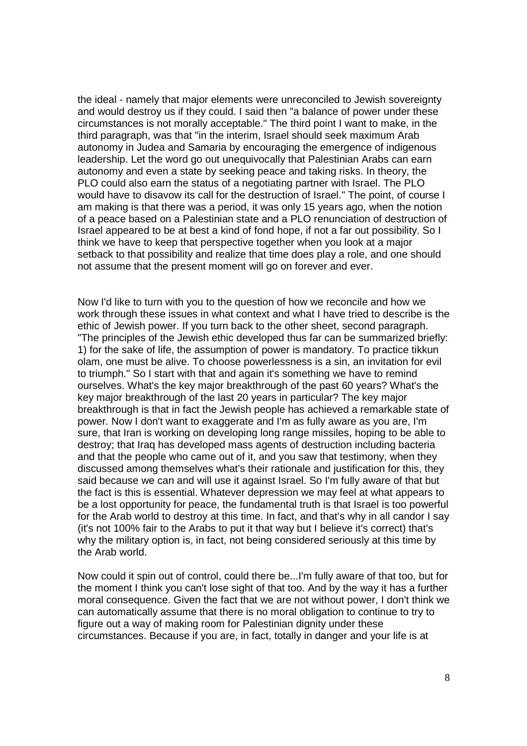the ideal - namely that major elements were unreconciled to Jewish sovereignty and would destroy us if they could. I said then "a balance of power under these circumstances is not morally acceptable." The third point I want to make, in the third paragraph, was that "in the interim, Israel should seek maximum Arab autonomy in Judea and Samaria by encouraging the emergence of indigenous leadership. Let the word go out unequivocally that Palestinian Arabs can earn autonomy and even a state by seeking peace and taking risks. In theory, the PLO could also earn the status of a negotiating partner with Israel. The PLO would have to disavow its call for the destruction of Israel." The point, of course I am making is that there was a period, it was only 15 years ago, when the notion of a peace based on a Palestinian state and a PLO renunciation of destruction of Israel appeared to be at best a kind of fond hope, if not a far out possibility. So I think we have to keep that perspective together when you look at a major setback to that possibility and realize that time does play a role, and one should not assume that the present moment will go on forever and ever.

Now I'd like to turn with you to the question of how we reconcile and how we work through these issues in what context and what I have tried to describe is the ethic of Jewish power. If you turn back to the other sheet, second paragraph. "The principles of the Jewish ethic developed thus far can be summarized briefly: 1) for the sake of life, the assumption of power is mandatory. To practice tikkun olam, one must be alive. To choose powerlessness is a sin, an invitation for evil to triumph." So I start with that and again it's something we have to remind ourselves. What's the key major breakthrough of the past 60 years? What's the key major breakthrough of the last 20 years in particular? The key major breakthrough is that in fact the Jewish people has achieved a remarkable state of power. Now I don't want to exaggerate and I'm as fully aware as you are, I'm sure, that Iran is working on developing long range missiles, hoping to be able to destroy; that Iraq has developed mass agents of destruction including bacteria and that the people who came out of it, and you saw that testimony, when they discussed among themselves what's their rationale and justification for this, they said because we can and will use it against Israel. So I'm fully aware of that but the fact is this is essential. Whatever depression we may feel at what appears to be a lost opportunity for peace, the fundamental truth is that Israel is too powerful for the Arab world to destroy at this time. In fact, and that's why in all candor I say (it's not 100% fair to the Arabs to put it that way but I believe it's correct) that's why the military option is, in fact, not being considered seriously at this time by the Arab world.

Now could it spin out of control, could there be...I'm fully aware of that too, but for the moment I think you can't lose sight of that too. And by the way it has a further moral consequence. Given the fact that we are not without power, I don't think we can automatically assume that there is no moral obligation to continue to try to figure out a way of making room for Palestinian dignity under these circumstances. Because if you are, in fact, totally in danger and your life is at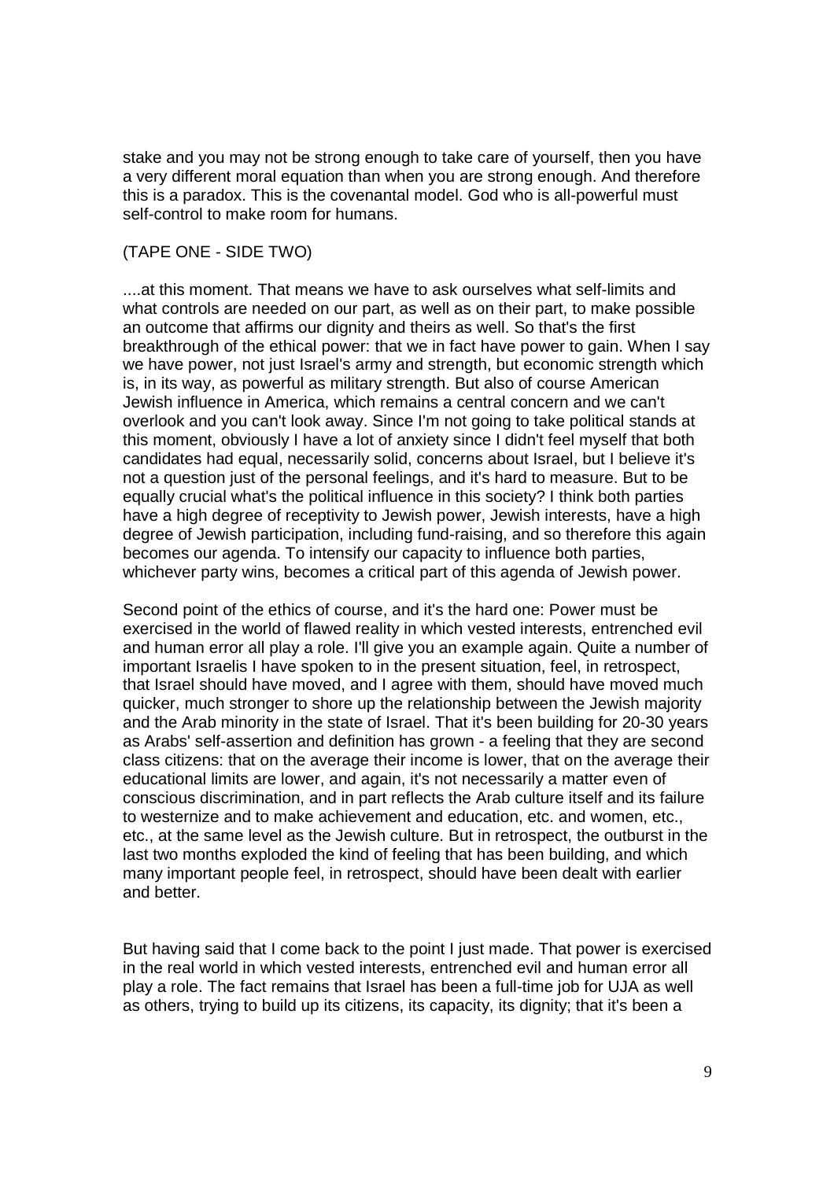stake and you may not be strong enough to take care of yourself, then you have a very different moral equation than when you are strong enough. And therefore this is a paradox. This is the covenantal model. God who is all-powerful must self-control to make room for humans.

(TAPE ONE - SIDE TWO)

....at this moment. That means we have to ask ourselves what self-limits and what controls are needed on our part, as well as on their part, to make possible an outcome that affirms our dignity and theirs as well. So that's the first breakthrough of the ethical power: that we in fact have power to gain. When I say we have power, not just Israel's army and strength, but economic strength which is, in its way, as powerful as military strength. But also of course American Jewish influence in America, which remains a central concern and we can't overlook and you can't look away. Since I'm not going to take political stands at this moment, obviously I have a lot of anxiety since I didn't feel myself that both candidates had equal, necessarily solid, concerns about Israel, but I believe it's not a question just of the personal feelings, and it's hard to measure. But to be equally crucial what's the political influence in this society? I think both parties have a high degree of receptivity to Jewish power, Jewish interests, have a high degree of Jewish participation, including fund-raising, and so therefore this again becomes our agenda. To intensify our capacity to influence both parties, whichever party wins, becomes a critical part of this agenda of Jewish power.

Second point of the ethics of course, and it's the hard one: Power must be exercised in the world of flawed reality in which vested interests, entrenched evil and human error all play a role. I'll give you an example again. Quite a number of important Israelis I have spoken to in the present situation, feel, in retrospect, that Israel should have moved, and I agree with them, should have moved much quicker, much stronger to shore up the relationship between the Jewish majority and the Arab minority in the state of Israel. That it's been building for 20-30 years as Arabs' self-assertion and definition has grown - a feeling that they are second class citizens: that on the average their income is lower, that on the average their educational limits are lower, and again, it's not necessarily a matter even of conscious discrimination, and in part reflects the Arab culture itself and its failure to westernize and to make achievement and education, etc. and women, etc., etc., at the same level as the Jewish culture. But in retrospect, the outburst in the last two months exploded the kind of feeling that has been building, and which many important people feel, in retrospect, should have been dealt with earlier and better.

But having said that I come back to the point I just made. That power is exercised in the real world in which vested interests, entrenched evil and human error all play a role. The fact remains that Israel has been a full-time job for UJA as well as others, trying to build up its citizens, its capacity, its dignity; that it's been a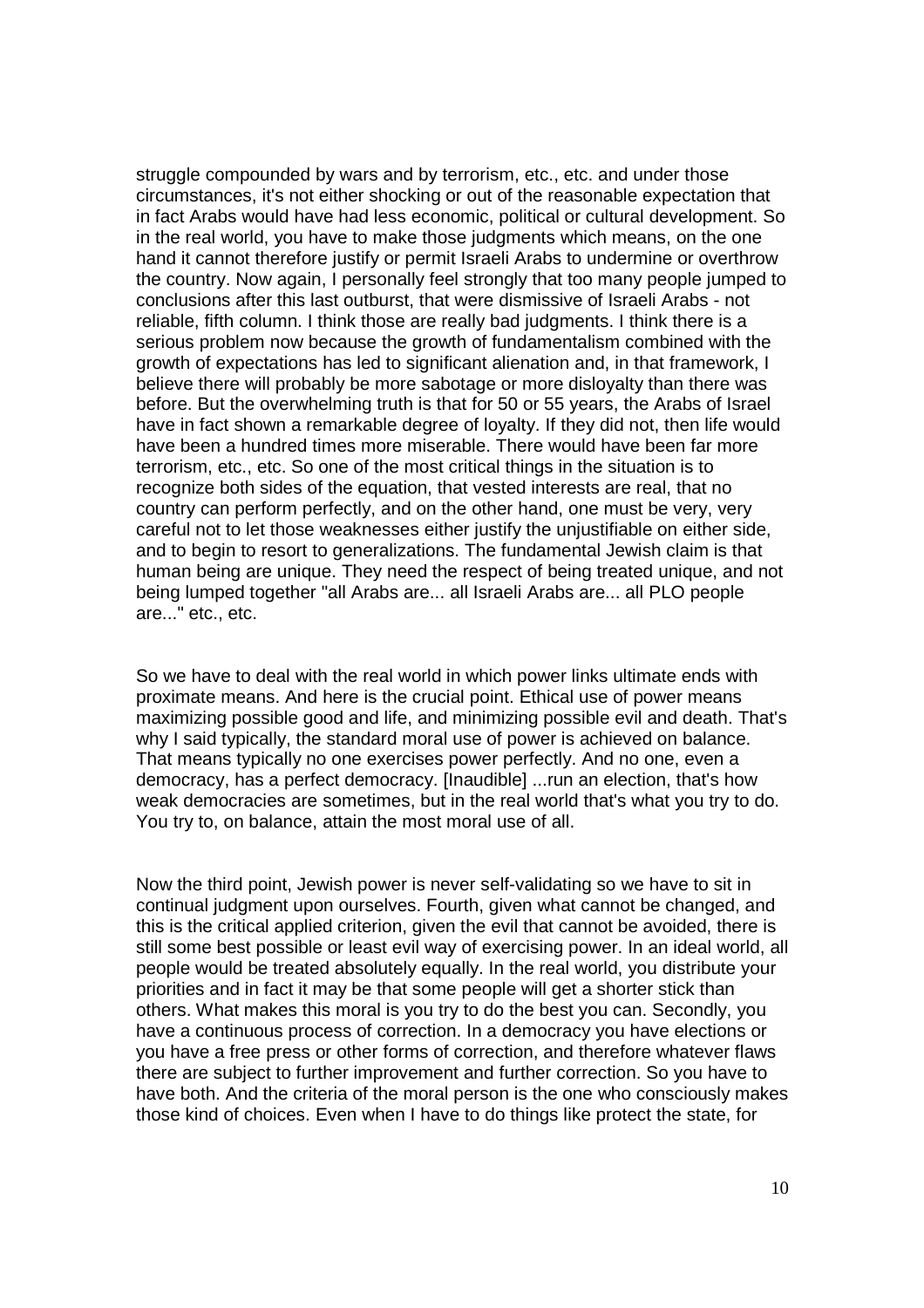struggle compounded by wars and by terrorism, etc., etc. and under those circumstances, it's not either shocking or out of the reasonable expectation that in fact Arabs would have had less economic, political or cultural development. So in the real world, you have to make those judgments which means, on the one hand it cannot therefore justify or permit Israeli Arabs to undermine or overthrow the country. Now again, I personally feel strongly that too many people jumped to conclusions after this last outburst, that were dismissive of Israeli Arabs - not reliable, fifth column. I think those are really bad judgments. I think there is a serious problem now because the growth of fundamentalism combined with the growth of expectations has led to significant alienation and, in that framework, I believe there will probably be more sabotage or more disloyalty than there was before. But the overwhelming truth is that for 50 or 55 years, the Arabs of Israel have in fact shown a remarkable degree of loyalty. If they did not, then life would have been a hundred times more miserable. There would have been far more terrorism, etc., etc. So one of the most critical things in the situation is to recognize both sides of the equation, that vested interests are real, that no country can perform perfectly, and on the other hand, one must be very, very careful not to let those weaknesses either justify the unjustifiable on either side, and to begin to resort to generalizations. The fundamental Jewish claim is that human being are unique. They need the respect of being treated unique, and not being lumped together "all Arabs are... all Israeli Arabs are... all PLO people are..." etc., etc.

So we have to deal with the real world in which power links ultimate ends with proximate means. And here is the crucial point. Ethical use of power means maximizing possible good and life, and minimizing possible evil and death. That's why I said typically, the standard moral use of power is achieved on balance. That means typically no one exercises power perfectly. And no one, even a democracy, has a perfect democracy. [Inaudible] ...run an election, that's how weak democracies are sometimes, but in the real world that's what you try to do. You try to, on balance, attain the most moral use of all.

Now the third point, Jewish power is never self-validating so we have to sit in continual judgment upon ourselves. Fourth, given what cannot be changed, and this is the critical applied criterion, given the evil that cannot be avoided, there is still some best possible or least evil way of exercising power. In an ideal world, all people would be treated absolutely equally. In the real world, you distribute your priorities and in fact it may be that some people will get a shorter stick than others. What makes this moral is you try to do the best you can. Secondly, you have a continuous process of correction. In a democracy you have elections or you have a free press or other forms of correction, and therefore whatever flaws there are subject to further improvement and further correction. So you have to have both. And the criteria of the moral person is the one who consciously makes those kind of choices. Even when I have to do things like protect the state, for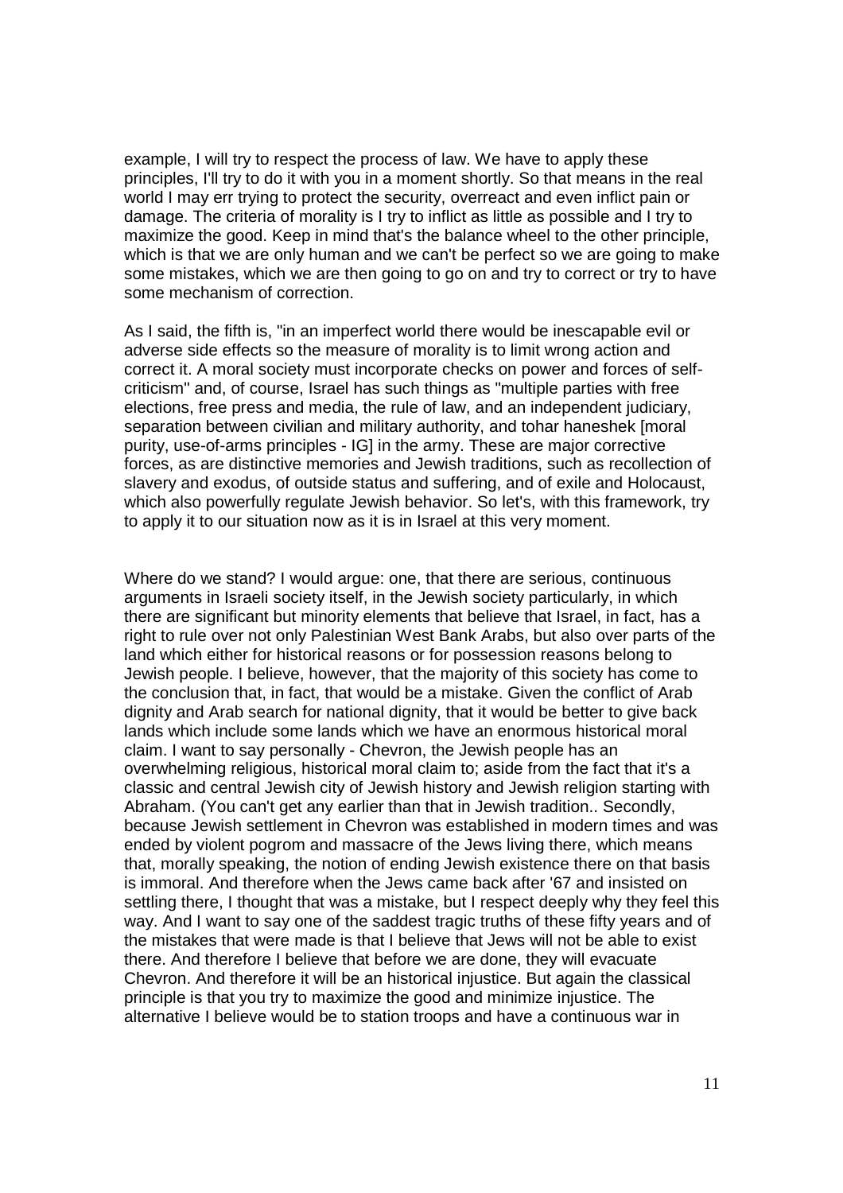example, I will try to respect the process of law. We have to apply these principles, I'll try to do it with you in a moment shortly. So that means in the real world I may err trying to protect the security, overreact and even inflict pain or damage. The criteria of morality is I try to inflict as little as possible and I try to maximize the good. Keep in mind that's the balance wheel to the other principle, which is that we are only human and we can't be perfect so we are going to make some mistakes, which we are then going to go on and try to correct or try to have some mechanism of correction.

As I said, the fifth is, "in an imperfect world there would be inescapable evil or adverse side effects so the measure of morality is to limit wrong action and correct it. A moral society must incorporate checks on power and forces of self-criticism" and, of course, Israel has such things as "multiple parties with free elections, free press and media, the rule of law, and an independent judiciary, separation between civilian and military authority, and tohar haneshek [moral purity, use-of-arms principles - IG] in the army. These are major corrective forces, as are distinctive memories and Jewish traditions, such as recollection of slavery and exodus, of outside status and suffering, and of exile and Holocaust, which also powerfully regulate Jewish behavior. So let's, with this framework, try to apply it to our situation now as it is in Israel at this very moment.

Where do we stand? I would argue: one, that there are serious, continuous arguments in Israeli society itself, in the Jewish society particularly, in which there are significant but minority elements that believe that Israel, in fact, has a right to rule over not only Palestinian West Bank Arabs, but also over parts of the land which either for historical reasons or for possession reasons belong to Jewish people. I believe, however, that the majority of this society has come to the conclusion that, in fact, that would be a mistake. Given the conflict of Arab dignity and Arab search for national dignity, that it would be better to give back lands which include some lands which we have an enormous historical moral claim. I want to say personally - Chevron, the Jewish people has an overwhelming religious, historical moral claim to; aside from the fact that it's a classic and central Jewish city of Jewish history and Jewish religion starting with Abraham. (You can't get any earlier than that in Jewish tradition.. Secondly, because Jewish settlement in Chevron was established in modern times and was ended by violent pogrom and massacre of the Jews living there, which means that, morally speaking, the notion of ending Jewish existence there on that basis is immoral. And therefore when the Jews came back after '67 and insisted on settling there, I thought that was a mistake, but I respect deeply why they feel this way. And I want to say one of the saddest tragic truths of these fifty years and of the mistakes that were made is that I believe that Jews will not be able to exist there. And therefore I believe that before we are done, they will evacuate Chevron. And therefore it will be an historical injustice. But again the classical principle is that you try to maximize the good and minimize injustice. The alternative I believe would be to station troops and have a continuous war in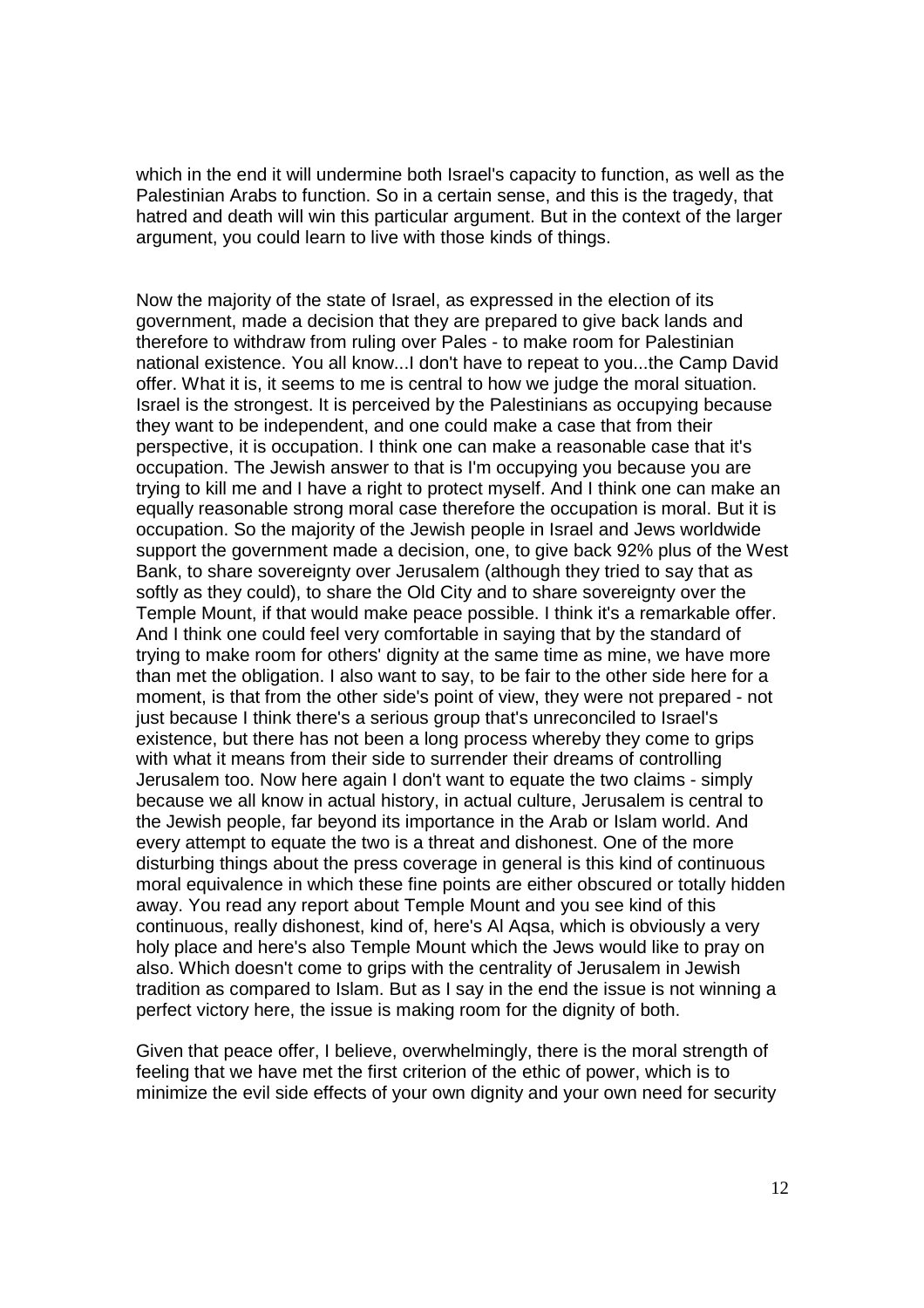which in the end it will undermine both Israel's capacity to function, as well as the Palestinian Arabs to function. So in a certain sense, and this is the tragedy, that hatred and death will win this particular argument. But in the context of the larger argument, you could learn to live with those kinds of things.

Now the majority of the state of Israel, as expressed in the election of its government, made a decision that they are prepared to give back lands and therefore to withdraw from ruling over Pales - to make room for Palestinian national existence. You all know...I don't have to repeat to you...the Camp David offer. What it is, it seems to me is central to how we judge the moral situation. Israel is the strongest. It is perceived by the Palestinians as occupying because they want to be independent, and one could make a case that from their perspective, it is occupation. I think one can make a reasonable case that it's occupation. The Jewish answer to that is I'm occupying you because you are trying to kill me and I have a right to protect myself. And I think one can make an equally reasonable strong moral case therefore the occupation is moral. But it is occupation. So the majority of the Jewish people in Israel and Jews worldwide support the government made a decision, one, to give back 92% plus of the West Bank, to share sovereignty over Jerusalem (although they tried to say that as softly as they could), to share the Old City and to share sovereignty over the Temple Mount, if that would make peace possible. I think it's a remarkable offer. And I think one could feel very comfortable in saying that by the standard of trying to make room for others' dignity at the same time as mine, we have more than met the obligation. I also want to say, to be fair to the other side here for a moment, is that from the other side's point of view, they were not prepared - not just because I think there's a serious group that's unreconciled to Israel's existence, but there has not been a long process whereby they come to grips with what it means from their side to surrender their dreams of controlling Jerusalem too. Now here again I don't want to equate the two claims - simply because we all know in actual history, in actual culture, Jerusalem is central to the Jewish people, far beyond its importance in the Arab or Islam world. And every attempt to equate the two is a threat and dishonest. One of the more disturbing things about the press coverage in general is this kind of continuous moral equivalence in which these fine points are either obscured or totally hidden away. You read any report about Temple Mount and you see kind of this continuous, really dishonest, kind of, here's Al Aqsa, which is obviously a very holy place and here's also Temple Mount which the Jews would like to pray on also. Which doesn't come to grips with the centrality of Jerusalem in Jewish tradition as compared to Islam. But as I say in the end the issue is not winning a perfect victory here, the issue is making room for the dignity of both.

Given that peace offer, I believe, overwhelmingly, there is the moral strength of feeling that we have met the first criterion of the ethic of power, which is to minimize the evil side effects of your own dignity and your own need for security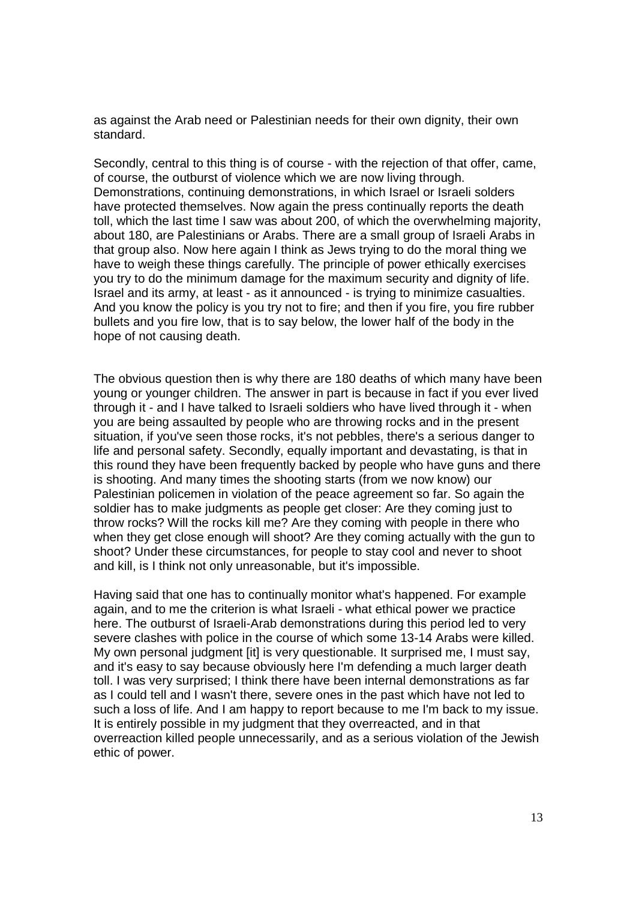as against the Arab need or Palestinian needs for their own dignity, their own standard.

Secondly, central to this thing is of course - with the rejection of that offer, came, of course, the outburst of violence which we are now living through. Demonstrations, continuing demonstrations, in which Israel or Israeli solders have protected themselves. Now again the press continually reports the death toll, which the last time I saw was about 200, of which the overwhelming majority, about 180, are Palestinians or Arabs. There are a small group of Israeli Arabs in that group also. Now here again I think as Jews trying to do the moral thing we have to weigh these things carefully. The principle of power ethically exercises you try to do the minimum damage for the maximum security and dignity of life. Israel and its army, at least - as it announced - is trying to minimize casualties. And you know the policy is you try not to fire; and then if you fire, you fire rubber bullets and you fire low, that is to say below, the lower half of the body in the hope of not causing death.

The obvious question then is why there are 180 deaths of which many have been young or younger children. The answer in part is because in fact if you ever lived through it - and I have talked to Israeli soldiers who have lived through it - when you are being assaulted by people who are throwing rocks and in the present situation, if you've seen those rocks, it's not pebbles, there's a serious danger to life and personal safety. Secondly, equally important and devastating, is that in this round they have been frequently backed by people who have guns and there is shooting. And many times the shooting starts (from we now know) our Palestinian policemen in violation of the peace agreement so far. So again the soldier has to make judgments as people get closer: Are they coming just to throw rocks? Will the rocks kill me? Are they coming with people in there who when they get close enough will shoot? Are they coming actually with the gun to shoot? Under these circumstances, for people to stay cool and never to shoot and kill, is I think not only unreasonable, but it's impossible.

Having said that one has to continually monitor what's happened. For example again, and to me the criterion is what Israeli - what ethical power we practice here. The outburst of Israeli-Arab demonstrations during this period led to very severe clashes with police in the course of which some 13-14 Arabs were killed. My own personal judgment [it] is very questionable. It surprised me, I must say, and it's easy to say because obviously here I'm defending a much larger death toll. I was very surprised; I think there have been internal demonstrations as far as I could tell and I wasn't there, severe ones in the past which have not led to such a loss of life. And I am happy to report because to me I'm back to my issue. It is entirely possible in my judgment that they overreacted, and in that overreaction killed people unnecessarily, and as a serious violation of the Jewish ethic of power.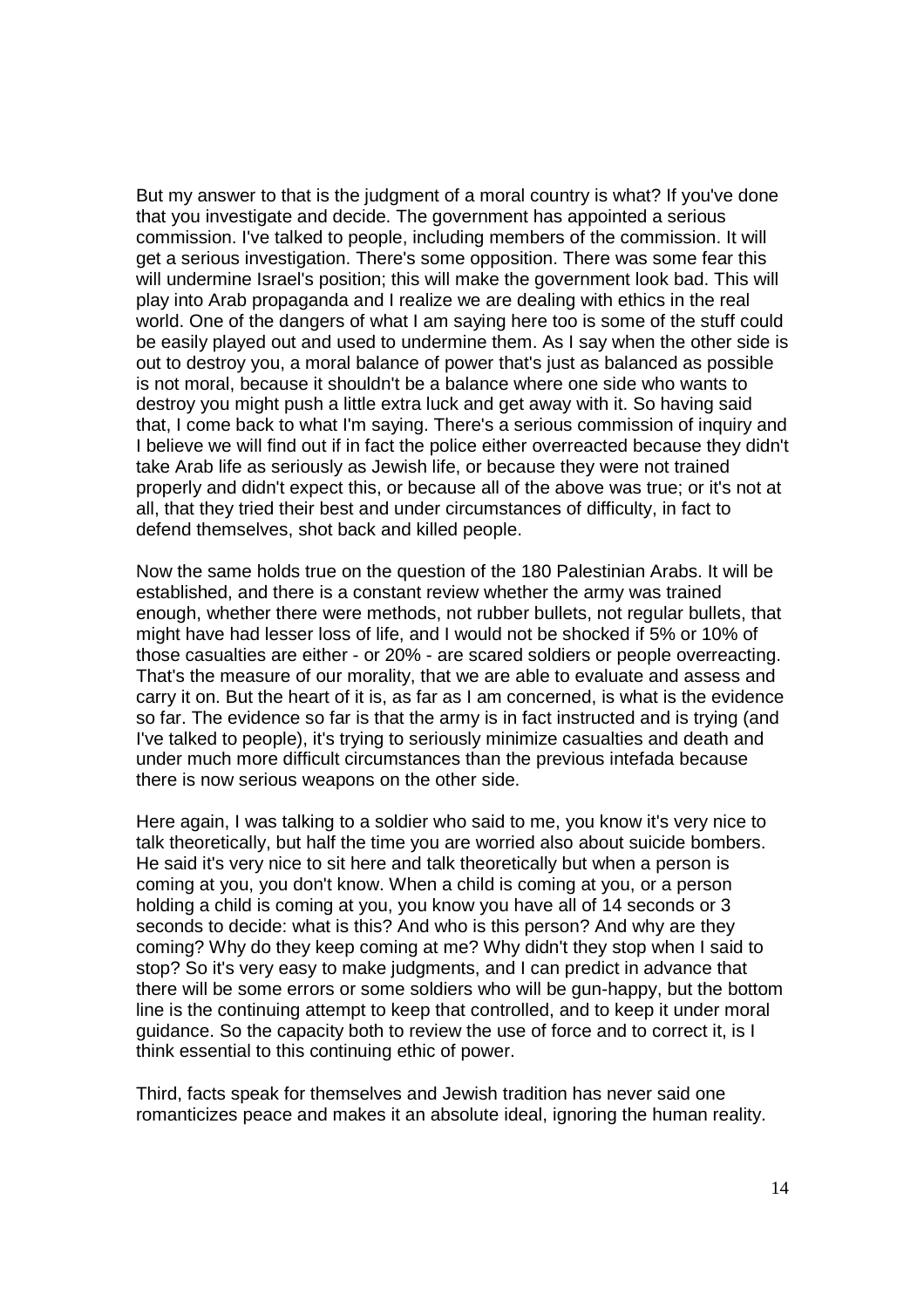But my answer to that is the judgment of a moral country is what? If you've done that you investigate and decide. The government has appointed a serious commission. I've talked to people, including members of the commission. It will get a serious investigation. There's some opposition. There was some fear this will undermine Israel's position; this will make the government look bad. This will play into Arab propaganda and I realize we are dealing with ethics in the real world. One of the dangers of what I am saying here too is some of the stuff could be easily played out and used to undermine them. As I say when the other side is out to destroy you, a moral balance of power that's just as balanced as possible is not moral, because it shouldn't be a balance where one side who wants to destroy you might push a little extra luck and get away with it. So having said that, I come back to what I'm saying. There's a serious commission of inquiry and I believe we will find out if in fact the police either overreacted because they didn't take Arab life as seriously as Jewish life, or because they were not trained properly and didn't expect this, or because all of the above was true; or it's not at all, that they tried their best and under circumstances of difficulty, in fact to defend themselves, shot back and killed people.

Now the same holds true on the question of the 180 Palestinian Arabs. It will be established, and there is a constant review whether the army was trained enough, whether there were methods, not rubber bullets, not regular bullets, that might have had lesser loss of life, and I would not be shocked if 5% or 10% of those casualties are either - or 20% - are scared soldiers or people overreacting. That's the measure of our morality, that we are able to evaluate and assess and carry it on. But the heart of it is, as far as I am concerned, is what is the evidence so far. The evidence so far is that the army is in fact instructed and is trying (and I've talked to people), it's trying to seriously minimize casualties and death and under much more difficult circumstances than the previous intefada because there is now serious weapons on the other side.

Here again, I was talking to a soldier who said to me, you know it's very nice to talk theoretically, but half the time you are worried also about suicide bombers. He said it's very nice to sit here and talk theoretically but when a person is coming at you, you don't know. When a child is coming at you, or a person holding a child is coming at you, you know you have all of 14 seconds or 3 seconds to decide: what is this? And who is this person? And why are they coming? Why do they keep coming at me? Why didn't they stop when I said to stop? So it's very easy to make judgments, and I can predict in advance that there will be some errors or some soldiers who will be gun-happy, but the bottom line is the continuing attempt to keep that controlled, and to keep it under moral guidance. So the capacity both to review the use of force and to correct it, is I think essential to this continuing ethic of power.

Third, facts speak for themselves and Jewish tradition has never said one romanticizes peace and makes it an absolute ideal, ignoring the human reality.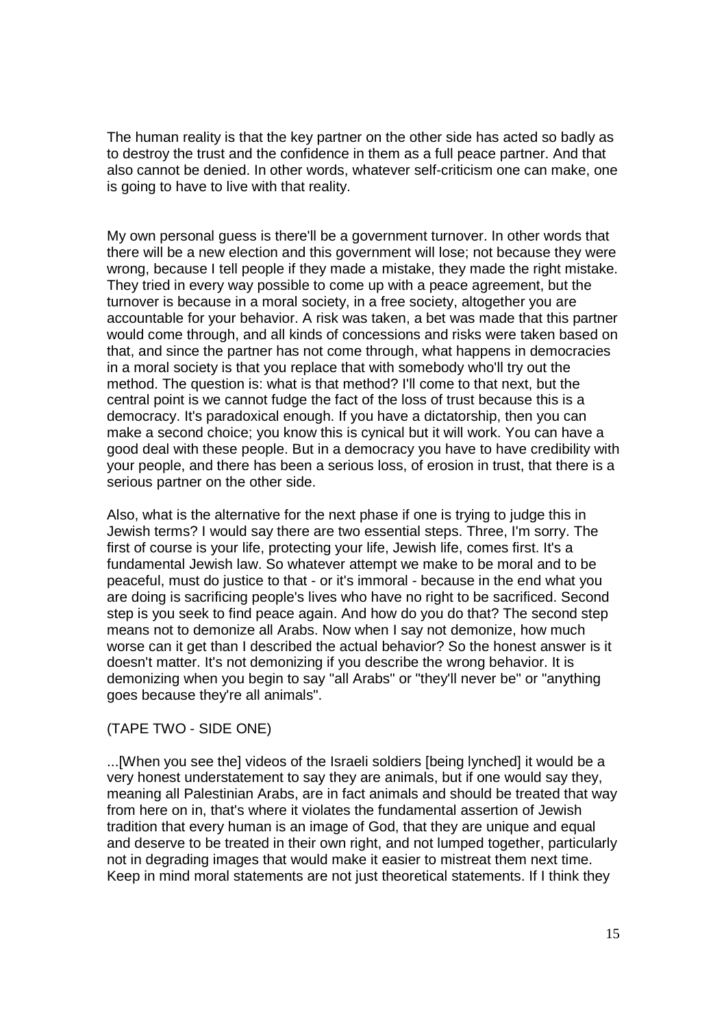The human reality is that the key partner on the other side has acted so badly as to destroy the trust and the confidence in them as a full peace partner. And that also cannot be denied. In other words, whatever self-criticism one can make, one is going to have to live with that reality.

My own personal guess is there'll be a government turnover. In other words that there will be a new election and this government will lose; not because they were wrong, because I tell people if they made a mistake, they made the right mistake. They tried in every way possible to come up with a peace agreement, but the turnover is because in a moral society, in a free society, altogether you are accountable for your behavior. A risk was taken, a bet was made that this partner would come through, and all kinds of concessions and risks were taken based on that, and since the partner has not come through, what happens in democracies in a moral society is that you replace that with somebody who'll try out the method. The question is: what is that method? I'll come to that next, but the central point is we cannot fudge the fact of the loss of trust because this is a democracy. It's paradoxical enough. If you have a dictatorship, then you can make a second choice; you know this is cynical but it will work. You can have a good deal with these people. But in a democracy you have to have credibility with your people, and there has been a serious loss, of erosion in trust, that there is a serious partner on the other side.

Also, what is the alternative for the next phase if one is trying to judge this in Jewish terms? I would say there are two essential steps. Three, I'm sorry. The first of course is your life, protecting your life, Jewish life, comes first. It's a fundamental Jewish law. So whatever attempt we make to be moral and to be peaceful, must do justice to that - or it's immoral - because in the end what you are doing is sacrificing people's lives who have no right to be sacrificed. Second step is you seek to find peace again. And how do you do that? The second step means not to demonize all Arabs. Now when I say not demonize, how much worse can it get than I described the actual behavior? So the honest answer is it doesn't matter. It's not demonizing if you describe the wrong behavior. It is demonizing when you begin to say "all Arabs" or "they'll never be" or "anything goes because they're all animals".

(TAPE TWO - SIDE ONE)

...[When you see the] videos of the Israeli soldiers [being lynched] it would be a very honest understatement to say they are animals, but if one would say they, meaning all Palestinian Arabs, are in fact animals and should be treated that way from here on in, that's where it violates the fundamental assertion of Jewish tradition that every human is an image of God, that they are unique and equal and deserve to be treated in their own right, and not lumped together, particularly not in degrading images that would make it easier to mistreat them next time. Keep in mind moral statements are not just theoretical statements. If I think they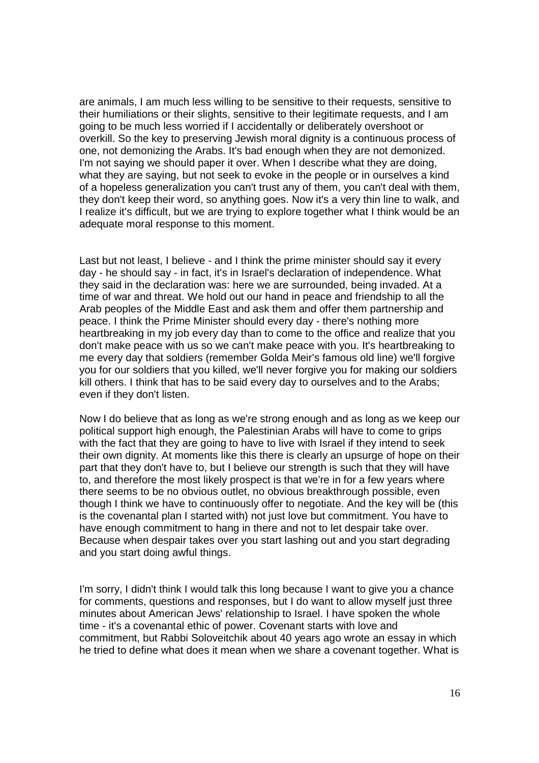are animals, I am much less willing to be sensitive to their requests, sensitive to their humiliations or their slights, sensitive to their legitimate requests, and I am going to be much less worried if I accidentally or deliberately overshoot or overkill. So the key to preserving Jewish moral dignity is a continuous process of one, not demonizing the Arabs. It's bad enough when they are not demonized. I'm not saying we should paper it over. When I describe what they are doing, what they are saying, but not seek to evoke in the people or in ourselves a kind of a hopeless generalization you can't trust any of them, you can't deal with them, they don't keep their word, so anything goes. Now it's a very thin line to walk, and I realize it's difficult, but we are trying to explore together what I think would be an adequate moral response to this moment.

Last but not least, I believe - and I think the prime minister should say it every day - he should say - in fact, it's in Israel's declaration of independence. What they said in the declaration was: here we are surrounded, being invaded. At a time of war and threat. We hold out our hand in peace and friendship to all the Arab peoples of the Middle East and ask them and offer them partnership and peace. I think the Prime Minister should every day - there's nothing more heartbreaking in my job every day than to come to the office and realize that you don't make peace with us so we can't make peace with you. It's heartbreaking to me every day that soldiers (remember Golda Meir's famous old line) we'll forgive you for our soldiers that you killed, we'll never forgive you for making our soldiers kill others. I think that has to be said every day to ourselves and to the Arabs; even if they don't listen.

Now I do believe that as long as we're strong enough and as long as we keep our political support high enough, the Palestinian Arabs will have to come to grips with the fact that they are going to have to live with Israel if they intend to seek their own dignity. At moments like this there is clearly an upsurge of hope on their part that they don't have to, but I believe our strength is such that they will have to, and therefore the most likely prospect is that we're in for a few years where there seems to be no obvious outlet, no obvious breakthrough possible, even though I think we have to continuously offer to negotiate. And the key will be (this is the covenantal plan I started with) not just love but commitment. You have to have enough commitment to hang in there and not to let despair take over. Because when despair takes over you start lashing out and you start degrading and you start doing awful things.

I'm sorry, I didn't think I would talk this long because I want to give you a chance for comments, questions and responses, but I do want to allow myself just three minutes about American Jews' relationship to Israel. I have spoken the whole time - it's a covenantal ethic of power. Covenant starts with love and commitment, but Rabbi Soloveitchik about 40 years ago wrote an essay in which he tried to define what does it mean when we share a covenant together. What is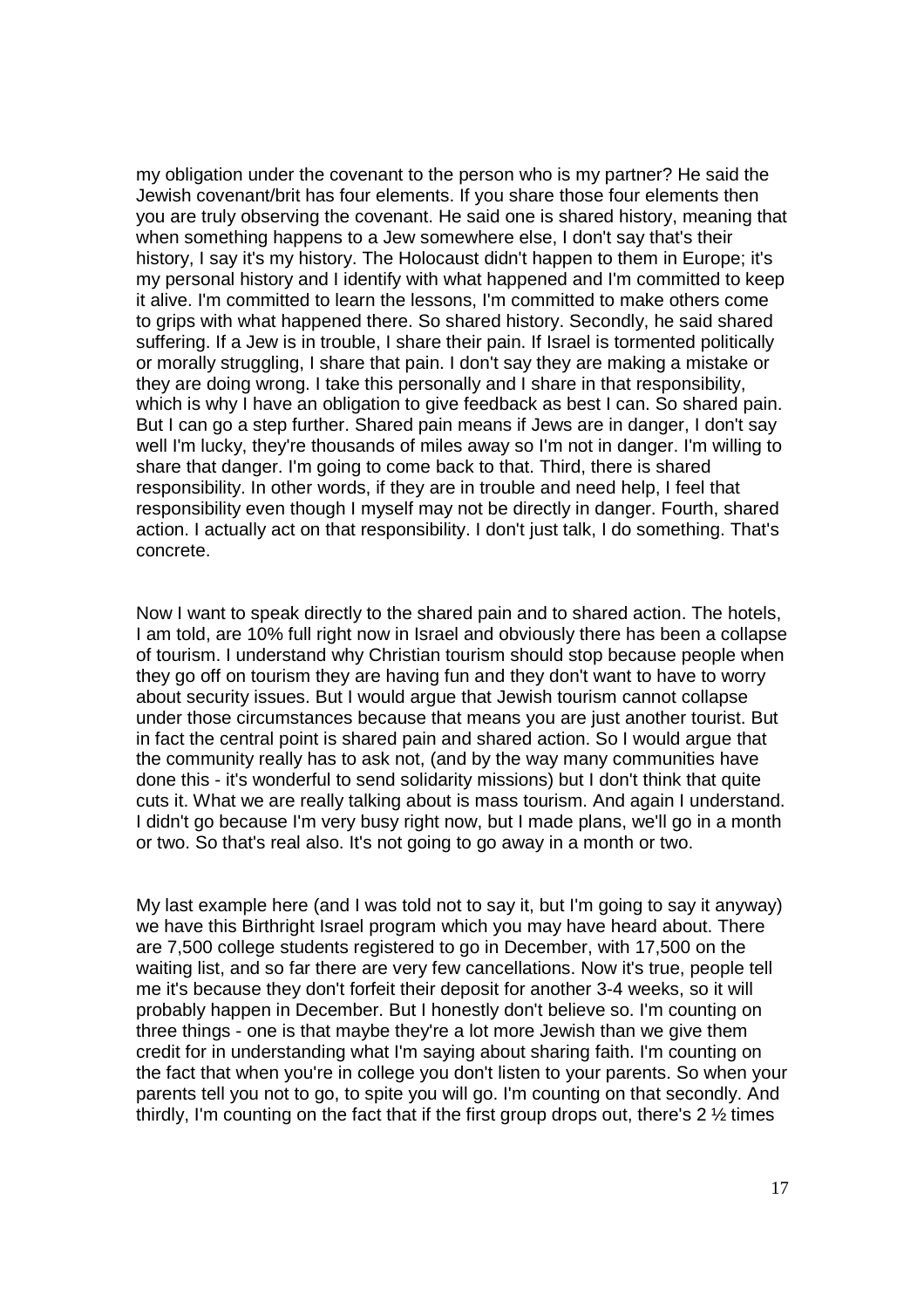my obligation under the covenant to the person who is my partner? He said the Jewish covenant/brit has four elements. If you share those four elements then you are truly observing the covenant. He said one is shared history, meaning that when something happens to a Jew somewhere else, I don't say that's their history, I say it's my history. The Holocaust didn't happen to them in Europe; it's my personal history and I identify with what happened and I'm committed to keep it alive. I'm committed to learn the lessons, I'm committed to make others come to grips with what happened there. So shared history. Secondly, he said shared suffering. If a Jew is in trouble, I share their pain. If Israel is tormented politically or morally struggling, I share that pain. I don't say they are making a mistake or they are doing wrong. I take this personally and I share in that responsibility, which is why I have an obligation to give feedback as best I can. So shared pain. But I can go a step further. Shared pain means if Jews are in danger, I don't say well I'm lucky, they're thousands of miles away so I'm not in danger. I'm willing to share that danger. I'm going to come back to that. Third, there is shared responsibility. In other words, if they are in trouble and need help, I feel that responsibility even though I myself may not be directly in danger. Fourth, shared action. I actually act on that responsibility. I don't just talk, I do something. That's concrete.

Now I want to speak directly to the shared pain and to shared action. The hotels, I am told, are 10% full right now in Israel and obviously there has been a collapse of tourism. I understand why Christian tourism should stop because people when they go off on tourism they are having fun and they don't want to have to worry about security issues. But I would argue that Jewish tourism cannot collapse under those circumstances because that means you are just another tourist. But in fact the central point is shared pain and shared action. So I would argue that the community really has to ask not, (and by the way many communities have done this - it's wonderful to send solidarity missions) but I don't think that quite cuts it. What we are really talking about is mass tourism. And again I understand. I didn't go because I'm very busy right now, but I made plans, we'll go in a month or two. So that's real also. It's not going to go away in a month or two.

My last example here (and I was told not to say it, but I'm going to say it anyway) we have this Birthright Israel program which you may have heard about. There are 7,500 college students registered to go in December, with 17,500 on the waiting list, and so far there are very few cancellations. Now it's true, people tell me it's because they don't forfeit their deposit for another 3-4 weeks, so it will probably happen in December. But I honestly don't believe so. I'm counting on three things - one is that maybe they're a lot more Jewish than we give them credit for in understanding what I'm saying about sharing faith. I'm counting on the fact that when you're in college you don't listen to your parents. So when your parents tell you not to go, to spite you will go. I'm counting on that secondly. And thirdly, I'm counting on the fact that if the first group drops out, there's 2 ½ times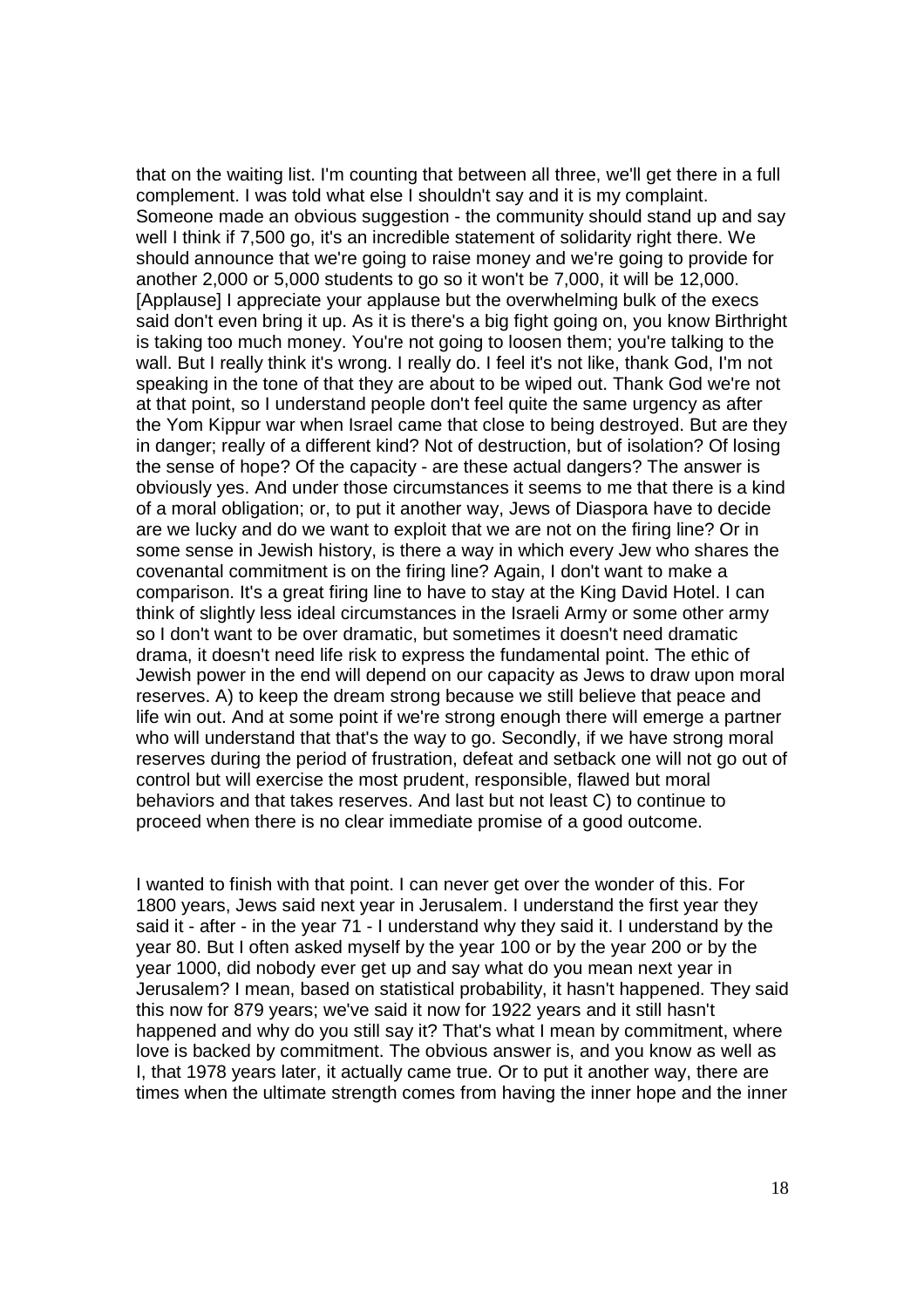that on the waiting list. I'm counting that between all three, we'll get there in a full complement. I was told what else I shouldn't say and it is my complaint. Someone made an obvious suggestion - the community should stand up and say well I think if 7,500 go, it's an incredible statement of solidarity right there. We should announce that we're going to raise money and we're going to provide for another 2,000 or 5,000 students to go so it won't be 7,000, it will be 12,000. [Applause] I appreciate your applause but the overwhelming bulk of the execs said don't even bring it up. As it is there's a big fight going on, you know Birthright is taking too much money. You're not going to loosen them; you're talking to the wall. But I really think it's wrong. I really do. I feel it's not like, thank God, I'm not speaking in the tone of that they are about to be wiped out. Thank God we're not at that point, so I understand people don't feel quite the same urgency as after the Yom Kippur war when Israel came that close to being destroyed. But are they in danger; really of a different kind? Not of destruction, but of isolation? Of losing the sense of hope? Of the capacity - are these actual dangers? The answer is obviously yes. And under those circumstances it seems to me that there is a kind of a moral obligation; or, to put it another way, Jews of Diaspora have to decide are we lucky and do we want to exploit that we are not on the firing line? Or in some sense in Jewish history, is there a way in which every Jew who shares the covenantal commitment is on the firing line? Again, I don't want to make a comparison. It's a great firing line to have to stay at the King David Hotel. I can think of slightly less ideal circumstances in the Israeli Army or some other army so I don't want to be over dramatic, but sometimes it doesn't need dramatic drama, it doesn't need life risk to express the fundamental point. The ethic of Jewish power in the end will depend on our capacity as Jews to draw upon moral reserves. A) to keep the dream strong because we still believe that peace and life win out. And at some point if we're strong enough there will emerge a partner who will understand that that's the way to go. Secondly, if we have strong moral reserves during the period of frustration, defeat and setback one will not go out of control but will exercise the most prudent, responsible, flawed but moral behaviors and that takes reserves. And last but not least C) to continue to proceed when there is no clear immediate promise of a good outcome.

I wanted to finish with that point. I can never get over the wonder of this. For 1800 years, Jews said next year in Jerusalem. I understand the first year they said it - after - in the year 71 - I understand why they said it. I understand by the year 80. But I often asked myself by the year 100 or by the year 200 or by the year 1000, did nobody ever get up and say what do you mean next year in Jerusalem? I mean, based on statistical probability, it hasn't happened. They said this now for 879 years; we've said it now for 1922 years and it still hasn't happened and why do you still say it? That's what I mean by commitment, where love is backed by commitment. The obvious answer is, and you know as well as I, that 1978 years later, it actually came true. Or to put it another way, there are times when the ultimate strength comes from having the inner hope and the inner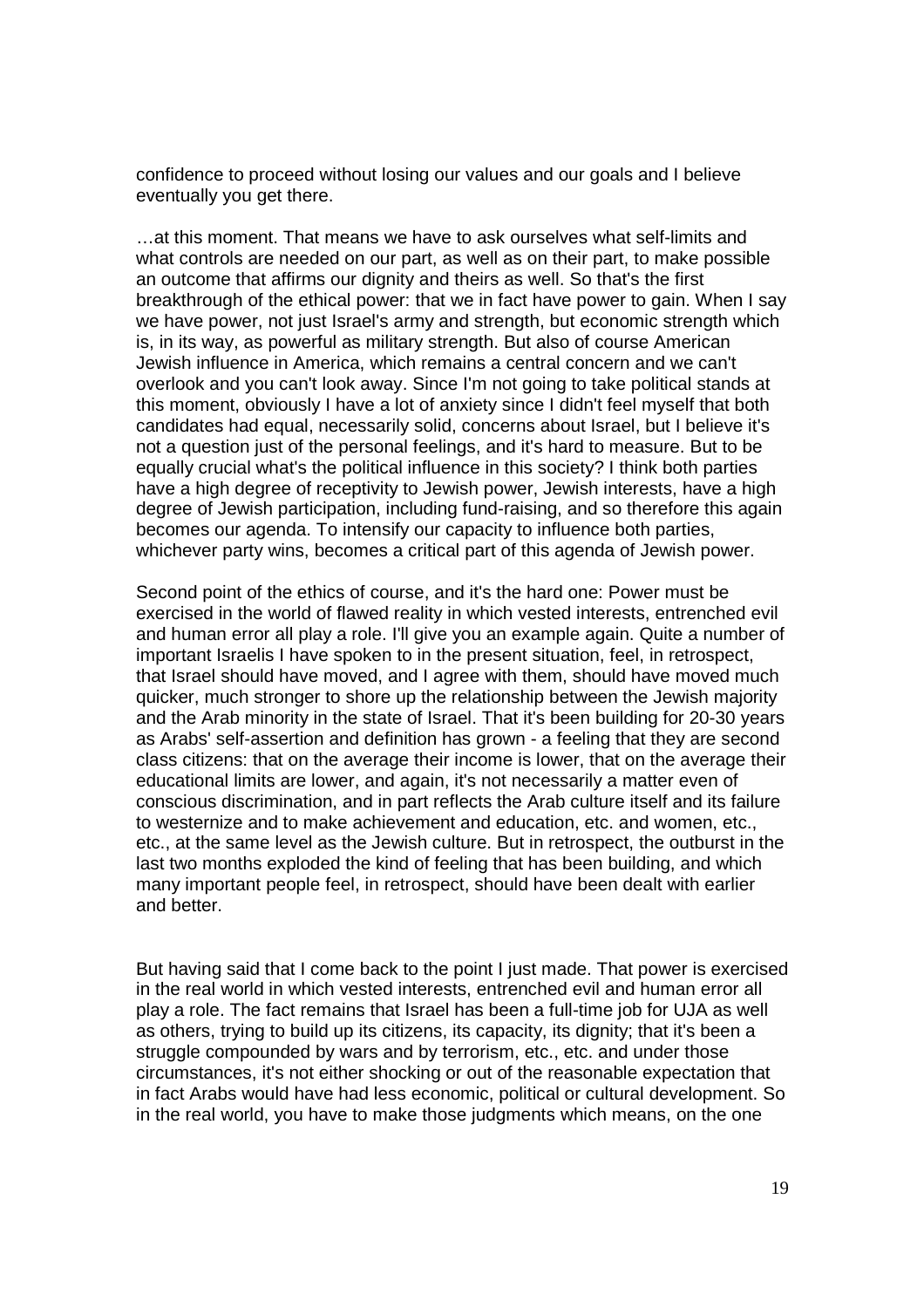confidence to proceed without losing our values and our goals and I believe eventually you get there.

…at this moment. That means we have to ask ourselves what self-limits and what controls are needed on our part, as well as on their part, to make possible an outcome that affirms our dignity and theirs as well. So that's the first breakthrough of the ethical power: that we in fact have power to gain. When I say we have power, not just Israel's army and strength, but economic strength which is, in its way, as powerful as military strength. But also of course American Jewish influence in America, which remains a central concern and we can't overlook and you can't look away. Since I'm not going to take political stands at this moment, obviously I have a lot of anxiety since I didn't feel myself that both candidates had equal, necessarily solid, concerns about Israel, but I believe it's not a question just of the personal feelings, and it's hard to measure. But to be equally crucial what's the political influence in this society? I think both parties have a high degree of receptivity to Jewish power, Jewish interests, have a high degree of Jewish participation, including fund-raising, and so therefore this again becomes our agenda. To intensify our capacity to influence both parties, whichever party wins, becomes a critical part of this agenda of Jewish power.

Second point of the ethics of course, and it's the hard one: Power must be exercised in the world of flawed reality in which vested interests, entrenched evil and human error all play a role. I'll give you an example again. Quite a number of important Israelis I have spoken to in the present situation, feel, in retrospect, that Israel should have moved, and I agree with them, should have moved much quicker, much stronger to shore up the relationship between the Jewish majority and the Arab minority in the state of Israel. That it's been building for 20-30 years as Arabs' self-assertion and definition has grown - a feeling that they are second class citizens: that on the average their income is lower, that on the average their educational limits are lower, and again, it's not necessarily a matter even of conscious discrimination, and in part reflects the Arab culture itself and its failure to westernize and to make achievement and education, etc. and women, etc., etc., at the same level as the Jewish culture. But in retrospect, the outburst in the last two months exploded the kind of feeling that has been building, and which many important people feel, in retrospect, should have been dealt with earlier and better.

But having said that I come back to the point I just made. That power is exercised in the real world in which vested interests, entrenched evil and human error all play a role. The fact remains that Israel has been a full-time job for UJA as well as others, trying to build up its citizens, its capacity, its dignity; that it's been a struggle compounded by wars and by terrorism, etc., etc. and under those circumstances, it's not either shocking or out of the reasonable expectation that in fact Arabs would have had less economic, political or cultural development. So in the real world, you have to make those judgments which means, on the one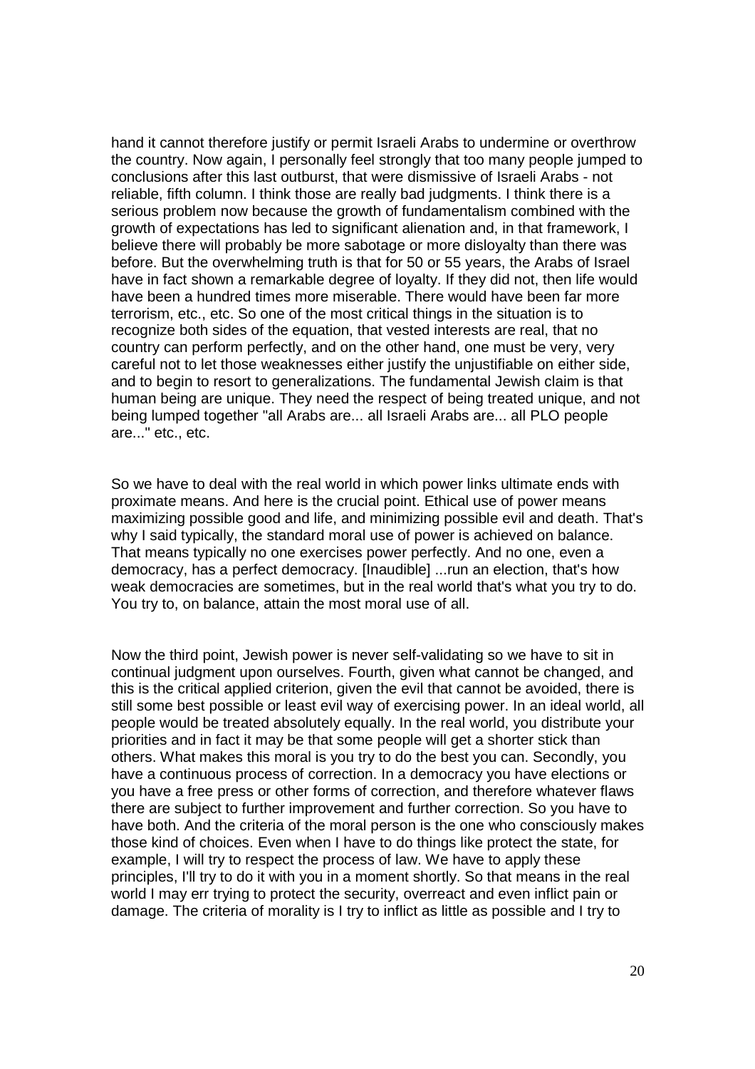hand it cannot therefore justify or permit Israeli Arabs to undermine or overthrow the country. Now again, I personally feel strongly that too many people jumped to conclusions after this last outburst, that were dismissive of Israeli Arabs - not reliable, fifth column. I think those are really bad judgments. I think there is a serious problem now because the growth of fundamentalism combined with the growth of expectations has led to significant alienation and, in that framework, I believe there will probably be more sabotage or more disloyalty than there was before. But the overwhelming truth is that for 50 or 55 years, the Arabs of Israel have in fact shown a remarkable degree of loyalty. If they did not, then life would have been a hundred times more miserable. There would have been far more terrorism, etc., etc. So one of the most critical things in the situation is to recognize both sides of the equation, that vested interests are real, that no country can perform perfectly, and on the other hand, one must be very, very careful not to let those weaknesses either justify the unjustifiable on either side, and to begin to resort to generalizations. The fundamental Jewish claim is that human being are unique. They need the respect of being treated unique, and not being lumped together "all Arabs are... all Israeli Arabs are... all PLO people are..." etc., etc.

So we have to deal with the real world in which power links ultimate ends with proximate means. And here is the crucial point. Ethical use of power means maximizing possible good and life, and minimizing possible evil and death. That's why I said typically, the standard moral use of power is achieved on balance. That means typically no one exercises power perfectly. And no one, even a democracy, has a perfect democracy. [Inaudible] ...run an election, that's how weak democracies are sometimes, but in the real world that's what you try to do. You try to, on balance, attain the most moral use of all.

Now the third point, Jewish power is never self-validating so we have to sit in continual judgment upon ourselves. Fourth, given what cannot be changed, and this is the critical applied criterion, given the evil that cannot be avoided, there is still some best possible or least evil way of exercising power. In an ideal world, all people would be treated absolutely equally. In the real world, you distribute your priorities and in fact it may be that some people will get a shorter stick than others. What makes this moral is you try to do the best you can. Secondly, you have a continuous process of correction. In a democracy you have elections or you have a free press or other forms of correction, and therefore whatever flaws there are subject to further improvement and further correction. So you have to have both. And the criteria of the moral person is the one who consciously makes those kind of choices. Even when I have to do things like protect the state, for example, I will try to respect the process of law. We have to apply these principles, I'll try to do it with you in a moment shortly. So that means in the real world I may err trying to protect the security, overreact and even inflict pain or damage. The criteria of morality is I try to inflict as little as possible and I try to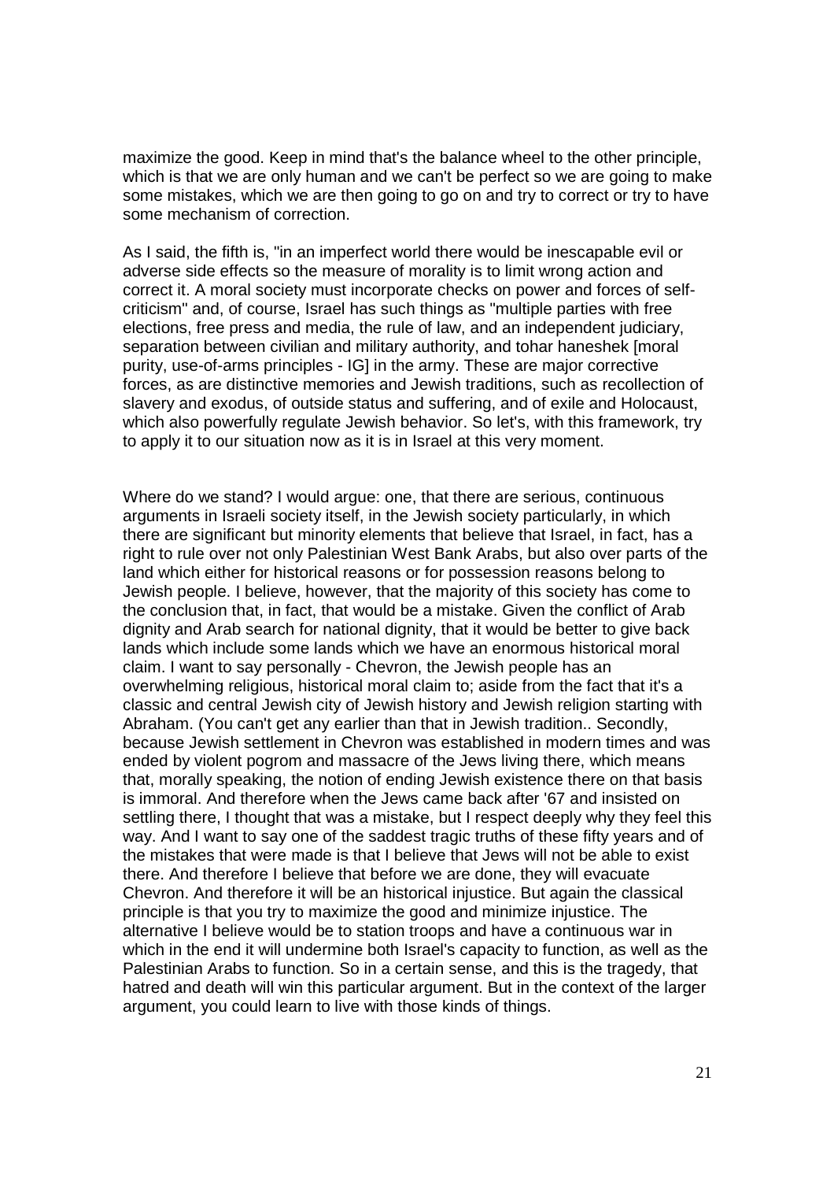maximize the good. Keep in mind that's the balance wheel to the other principle, which is that we are only human and we can't be perfect so we are going to make some mistakes, which we are then going to go on and try to correct or try to have some mechanism of correction.

As I said, the fifth is, "in an imperfect world there would be inescapable evil or adverse side effects so the measure of morality is to limit wrong action and correct it. A moral society must incorporate checks on power and forces of self-criticism" and, of course, Israel has such things as "multiple parties with free elections, free press and media, the rule of law, and an independent judiciary, separation between civilian and military authority, and tohar haneshek [moral purity, use-of-arms principles - IG] in the army. These are major corrective forces, as are distinctive memories and Jewish traditions, such as recollection of slavery and exodus, of outside status and suffering, and of exile and Holocaust, which also powerfully regulate Jewish behavior. So let's, with this framework, try to apply it to our situation now as it is in Israel at this very moment.

Where do we stand? I would argue: one, that there are serious, continuous arguments in Israeli society itself, in the Jewish society particularly, in which there are significant but minority elements that believe that Israel, in fact, has a right to rule over not only Palestinian West Bank Arabs, but also over parts of the land which either for historical reasons or for possession reasons belong to Jewish people. I believe, however, that the majority of this society has come to the conclusion that, in fact, that would be a mistake. Given the conflict of Arab dignity and Arab search for national dignity, that it would be better to give back lands which include some lands which we have an enormous historical moral claim. I want to say personally - Chevron, the Jewish people has an overwhelming religious, historical moral claim to; aside from the fact that it's a classic and central Jewish city of Jewish history and Jewish religion starting with Abraham. (You can't get any earlier than that in Jewish tradition.. Secondly, because Jewish settlement in Chevron was established in modern times and was ended by violent pogrom and massacre of the Jews living there, which means that, morally speaking, the notion of ending Jewish existence there on that basis is immoral. And therefore when the Jews came back after '67 and insisted on settling there, I thought that was a mistake, but I respect deeply why they feel this way. And I want to say one of the saddest tragic truths of these fifty years and of the mistakes that were made is that I believe that Jews will not be able to exist there. And therefore I believe that before we are done, they will evacuate Chevron. And therefore it will be an historical injustice. But again the classical principle is that you try to maximize the good and minimize injustice. The alternative I believe would be to station troops and have a continuous war in which in the end it will undermine both Israel's capacity to function, as well as the Palestinian Arabs to function. So in a certain sense, and this is the tragedy, that hatred and death will win this particular argument. But in the context of the larger argument, you could learn to live with those kinds of things.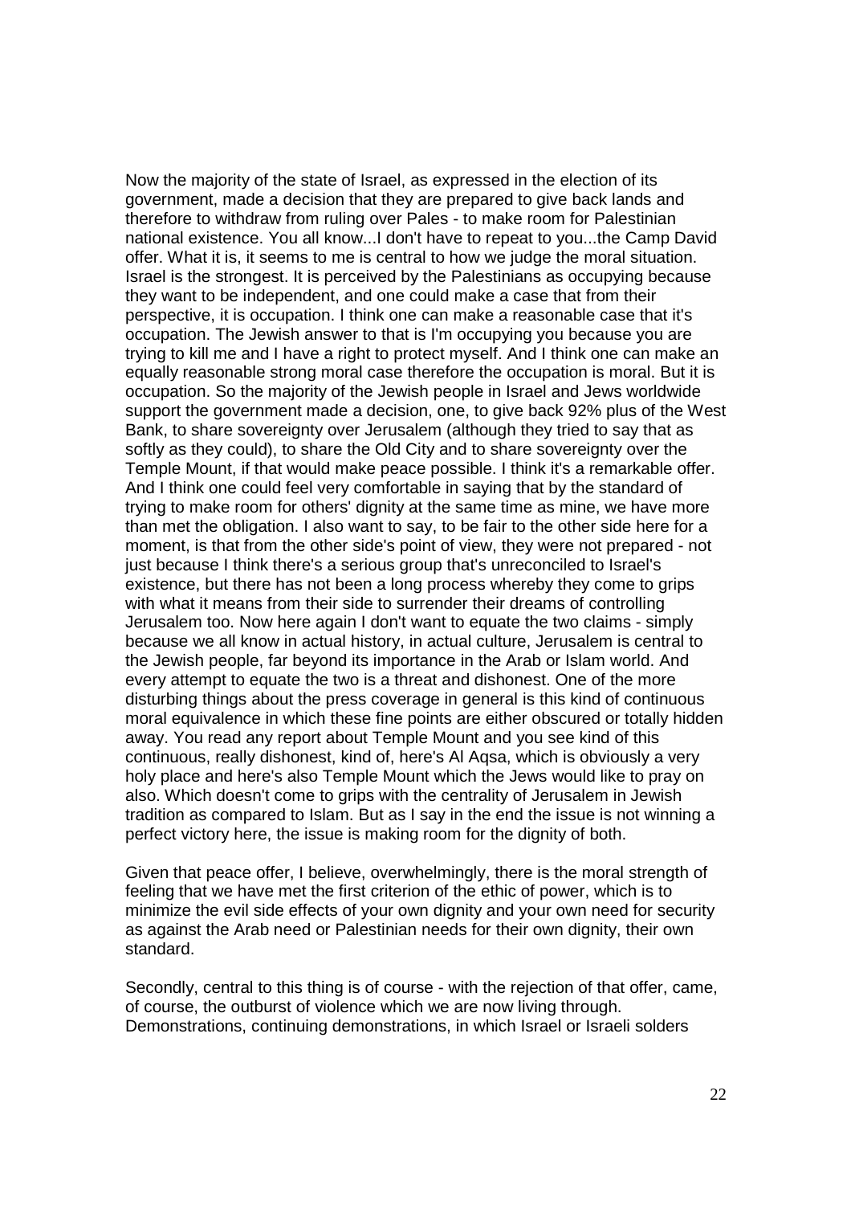Now the majority of the state of Israel, as expressed in the election of its government, made a decision that they are prepared to give back lands and therefore to withdraw from ruling over Pales - to make room for Palestinian national existence. You all know...I don't have to repeat to you...the Camp David offer. What it is, it seems to me is central to how we judge the moral situation. Israel is the strongest. It is perceived by the Palestinians as occupying because they want to be independent, and one could make a case that from their perspective, it is occupation. I think one can make a reasonable case that it's occupation. The Jewish answer to that is I'm occupying you because you are trying to kill me and I have a right to protect myself. And I think one can make an equally reasonable strong moral case therefore the occupation is moral. But it is occupation. So the majority of the Jewish people in Israel and Jews worldwide support the government made a decision, one, to give back 92% plus of the West Bank, to share sovereignty over Jerusalem (although they tried to say that as softly as they could), to share the Old City and to share sovereignty over the Temple Mount, if that would make peace possible. I think it's a remarkable offer. And I think one could feel very comfortable in saying that by the standard of trying to make room for others' dignity at the same time as mine, we have more than met the obligation. I also want to say, to be fair to the other side here for a moment, is that from the other side's point of view, they were not prepared - not just because I think there's a serious group that's unreconciled to Israel's existence, but there has not been a long process whereby they come to grips with what it means from their side to surrender their dreams of controlling Jerusalem too. Now here again I don't want to equate the two claims - simply because we all know in actual history, in actual culture, Jerusalem is central to the Jewish people, far beyond its importance in the Arab or Islam world. And every attempt to equate the two is a threat and dishonest. One of the more disturbing things about the press coverage in general is this kind of continuous moral equivalence in which these fine points are either obscured or totally hidden away. You read any report about Temple Mount and you see kind of this continuous, really dishonest, kind of, here's Al Aqsa, which is obviously a very holy place and here's also Temple Mount which the Jews would like to pray on also. Which doesn't come to grips with the centrality of Jerusalem in Jewish tradition as compared to Islam. But as I say in the end the issue is not winning a perfect victory here, the issue is making room for the dignity of both.

Given that peace offer, I believe, overwhelmingly, there is the moral strength of feeling that we have met the first criterion of the ethic of power, which is to minimize the evil side effects of your own dignity and your own need for security as against the Arab need or Palestinian needs for their own dignity, their own standard.

Secondly, central to this thing is of course - with the rejection of that offer, came, of course, the outburst of violence which we are now living through. Demonstrations, continuing demonstrations, in which Israel or Israeli solders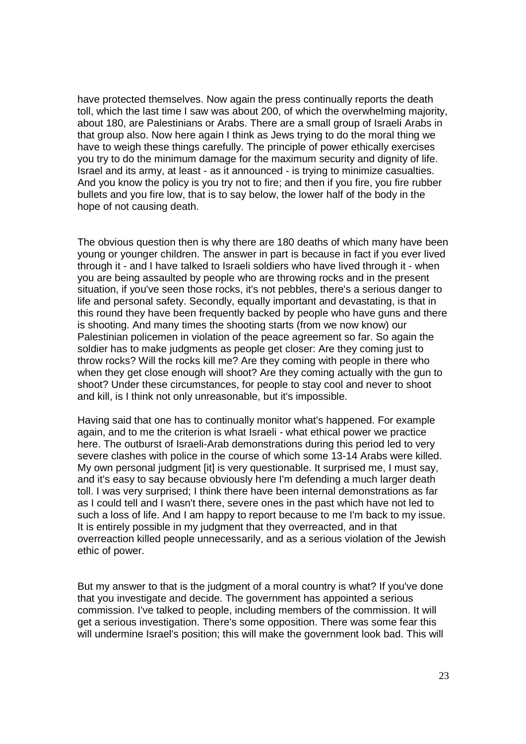have protected themselves. Now again the press continually reports the death toll, which the last time I saw was about 200, of which the overwhelming majority, about 180, are Palestinians or Arabs. There are a small group of Israeli Arabs in that group also. Now here again I think as Jews trying to do the moral thing we have to weigh these things carefully. The principle of power ethically exercises you try to do the minimum damage for the maximum security and dignity of life. Israel and its army, at least - as it announced - is trying to minimize casualties. And you know the policy is you try not to fire; and then if you fire, you fire rubber bullets and you fire low, that is to say below, the lower half of the body in the hope of not causing death.

The obvious question then is why there are 180 deaths of which many have been young or younger children. The answer in part is because in fact if you ever lived through it - and I have talked to Israeli soldiers who have lived through it - when you are being assaulted by people who are throwing rocks and in the present situation, if you've seen those rocks, it's not pebbles, there's a serious danger to life and personal safety. Secondly, equally important and devastating, is that in this round they have been frequently backed by people who have guns and there is shooting. And many times the shooting starts (from we now know) our Palestinian policemen in violation of the peace agreement so far. So again the soldier has to make judgments as people get closer: Are they coming just to throw rocks? Will the rocks kill me? Are they coming with people in there who when they get close enough will shoot? Are they coming actually with the gun to shoot? Under these circumstances, for people to stay cool and never to shoot and kill, is I think not only unreasonable, but it's impossible.

Having said that one has to continually monitor what's happened. For example again, and to me the criterion is what Israeli - what ethical power we practice here. The outburst of Israeli-Arab demonstrations during this period led to very severe clashes with police in the course of which some 13-14 Arabs were killed. My own personal judgment [it] is very questionable. It surprised me, I must say, and it's easy to say because obviously here I'm defending a much larger death toll. I was very surprised; I think there have been internal demonstrations as far as I could tell and I wasn't there, severe ones in the past which have not led to such a loss of life. And I am happy to report because to me I'm back to my issue. It is entirely possible in my judgment that they overreacted, and in that overreaction killed people unnecessarily, and as a serious violation of the Jewish ethic of power.

But my answer to that is the judgment of a moral country is what? If you've done that you investigate and decide. The government has appointed a serious commission. I've talked to people, including members of the commission. It will get a serious investigation. There's some opposition. There was some fear this will undermine Israel's position; this will make the government look bad. This will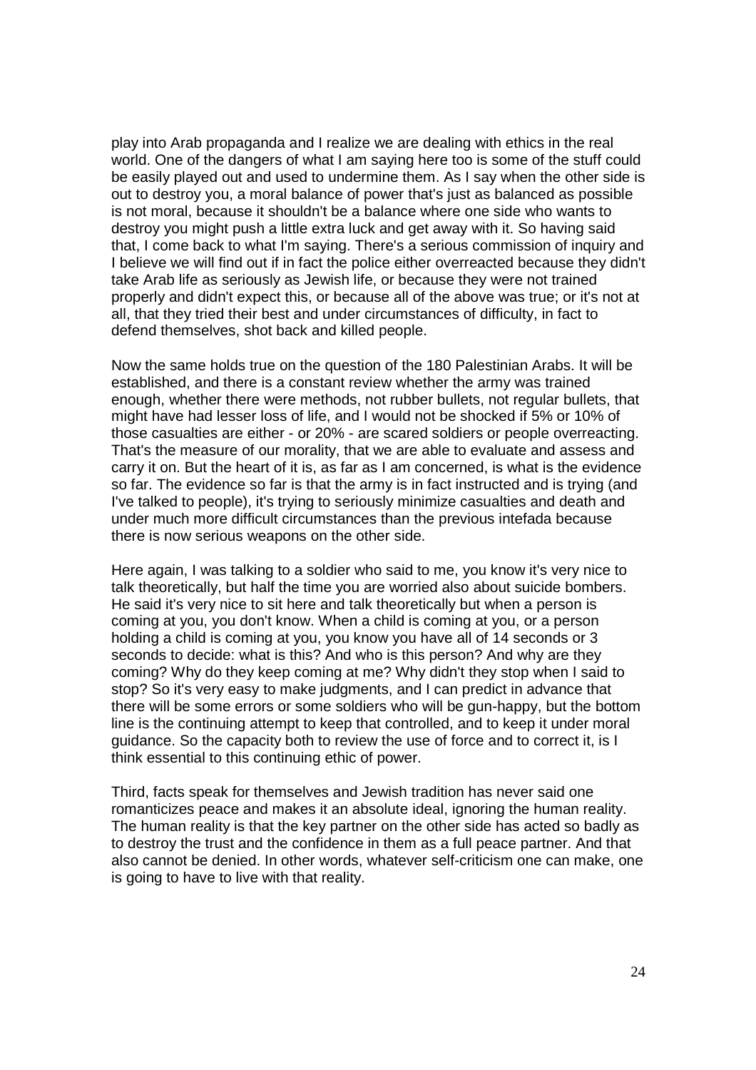play into Arab propaganda and I realize we are dealing with ethics in the real world. One of the dangers of what I am saying here too is some of the stuff could be easily played out and used to undermine them. As I say when the other side is out to destroy you, a moral balance of power that's just as balanced as possible is not moral, because it shouldn't be a balance where one side who wants to destroy you might push a little extra luck and get away with it. So having said that, I come back to what I'm saying. There's a serious commission of inquiry and I believe we will find out if in fact the police either overreacted because they didn't take Arab life as seriously as Jewish life, or because they were not trained properly and didn't expect this, or because all of the above was true; or it's not at all, that they tried their best and under circumstances of difficulty, in fact to defend themselves, shot back and killed people.

Now the same holds true on the question of the 180 Palestinian Arabs. It will be established, and there is a constant review whether the army was trained enough, whether there were methods, not rubber bullets, not regular bullets, that might have had lesser loss of life, and I would not be shocked if 5% or 10% of those casualties are either - or 20% - are scared soldiers or people overreacting. That's the measure of our morality, that we are able to evaluate and assess and carry it on. But the heart of it is, as far as I am concerned, is what is the evidence so far. The evidence so far is that the army is in fact instructed and is trying (and I've talked to people), it's trying to seriously minimize casualties and death and under much more difficult circumstances than the previous intefada because there is now serious weapons on the other side.

Here again, I was talking to a soldier who said to me, you know it's very nice to talk theoretically, but half the time you are worried also about suicide bombers. He said it's very nice to sit here and talk theoretically but when a person is coming at you, you don't know. When a child is coming at you, or a person holding a child is coming at you, you know you have all of 14 seconds or 3 seconds to decide: what is this? And who is this person? And why are they coming? Why do they keep coming at me? Why didn't they stop when I said to stop? So it's very easy to make judgments, and I can predict in advance that there will be some errors or some soldiers who will be gun-happy, but the bottom line is the continuing attempt to keep that controlled, and to keep it under moral guidance. So the capacity both to review the use of force and to correct it, is I think essential to this continuing ethic of power.

Third, facts speak for themselves and Jewish tradition has never said one romanticizes peace and makes it an absolute ideal, ignoring the human reality. The human reality is that the key partner on the other side has acted so badly as to destroy the trust and the confidence in them as a full peace partner. And that also cannot be denied. In other words, whatever self-criticism one can make, one is going to have to live with that reality.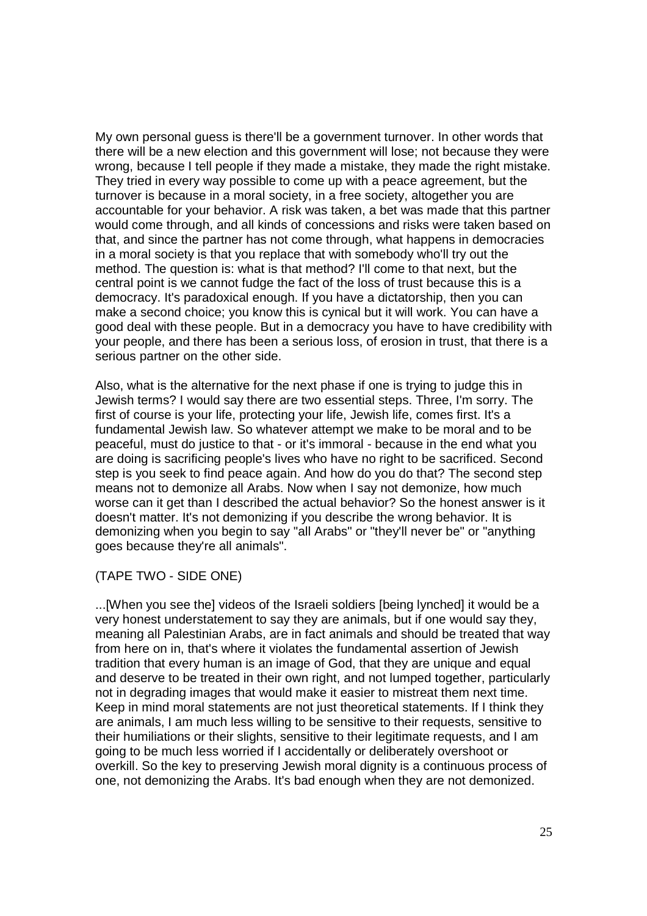My own personal guess is there'll be a government turnover. In other words that there will be a new election and this government will lose; not because they were wrong, because I tell people if they made a mistake, they made the right mistake. They tried in every way possible to come up with a peace agreement, but the turnover is because in a moral society, in a free society, altogether you are accountable for your behavior. A risk was taken, a bet was made that this partner would come through, and all kinds of concessions and risks were taken based on that, and since the partner has not come through, what happens in democracies in a moral society is that you replace that with somebody who'll try out the method. The question is: what is that method? I'll come to that next, but the central point is we cannot fudge the fact of the loss of trust because this is a democracy. It's paradoxical enough. If you have a dictatorship, then you can make a second choice; you know this is cynical but it will work. You can have a good deal with these people. But in a democracy you have to have credibility with your people, and there has been a serious loss, of erosion in trust, that there is a serious partner on the other side.

Also, what is the alternative for the next phase if one is trying to judge this in Jewish terms? I would say there are two essential steps. Three, I'm sorry. The first of course is your life, protecting your life, Jewish life, comes first. It's a fundamental Jewish law. So whatever attempt we make to be moral and to be peaceful, must do justice to that - or it's immoral - because in the end what you are doing is sacrificing people's lives who have no right to be sacrificed. Second step is you seek to find peace again. And how do you do that? The second step means not to demonize all Arabs. Now when I say not demonize, how much worse can it get than I described the actual behavior? So the honest answer is it doesn't matter. It's not demonizing if you describe the wrong behavior. It is demonizing when you begin to say "all Arabs" or "they'll never be" or "anything goes because they're all animals".

(TAPE TWO - SIDE ONE)

...[When you see the] videos of the Israeli soldiers [being lynched] it would be a very honest understatement to say they are animals, but if one would say they, meaning all Palestinian Arabs, are in fact animals and should be treated that way from here on in, that's where it violates the fundamental assertion of Jewish tradition that every human is an image of God, that they are unique and equal and deserve to be treated in their own right, and not lumped together, particularly not in degrading images that would make it easier to mistreat them next time. Keep in mind moral statements are not just theoretical statements. If I think they are animals, I am much less willing to be sensitive to their requests, sensitive to their humiliations or their slights, sensitive to their legitimate requests, and I am going to be much less worried if I accidentally or deliberately overshoot or overkill. So the key to preserving Jewish moral dignity is a continuous process of one, not demonizing the Arabs. It's bad enough when they are not demonized.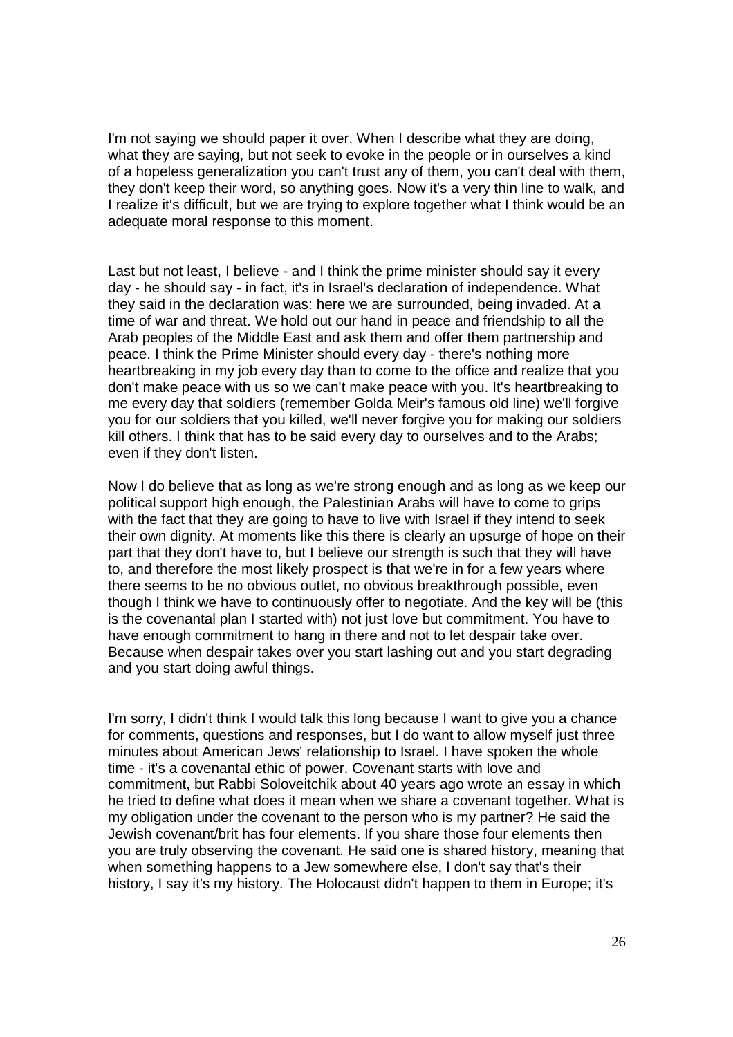I'm not saying we should paper it over. When I describe what they are doing, what they are saying, but not seek to evoke in the people or in ourselves a kind of a hopeless generalization you can't trust any of them, you can't deal with them, they don't keep their word, so anything goes. Now it's a very thin line to walk, and I realize it's difficult, but we are trying to explore together what I think would be an adequate moral response to this moment.

Last but not least, I believe - and I think the prime minister should say it every day - he should say - in fact, it's in Israel's declaration of independence. What they said in the declaration was: here we are surrounded, being invaded. At a time of war and threat. We hold out our hand in peace and friendship to all the Arab peoples of the Middle East and ask them and offer them partnership and peace. I think the Prime Minister should every day - there's nothing more heartbreaking in my job every day than to come to the office and realize that you don't make peace with us so we can't make peace with you. It's heartbreaking to me every day that soldiers (remember Golda Meir's famous old line) we'll forgive you for our soldiers that you killed, we'll never forgive you for making our soldiers kill others. I think that has to be said every day to ourselves and to the Arabs; even if they don't listen.

Now I do believe that as long as we're strong enough and as long as we keep our political support high enough, the Palestinian Arabs will have to come to grips with the fact that they are going to have to live with Israel if they intend to seek their own dignity. At moments like this there is clearly an upsurge of hope on their part that they don't have to, but I believe our strength is such that they will have to, and therefore the most likely prospect is that we're in for a few years where there seems to be no obvious outlet, no obvious breakthrough possible, even though I think we have to continuously offer to negotiate. And the key will be (this is the covenantal plan I started with) not just love but commitment. You have to have enough commitment to hang in there and not to let despair take over. Because when despair takes over you start lashing out and you start degrading and you start doing awful things.

I'm sorry, I didn't think I would talk this long because I want to give you a chance for comments, questions and responses, but I do want to allow myself just three minutes about American Jews' relationship to Israel. I have spoken the whole time - it's a covenantal ethic of power. Covenant starts with love and commitment, but Rabbi Soloveitchik about 40 years ago wrote an essay in which he tried to define what does it mean when we share a covenant together. What is my obligation under the covenant to the person who is my partner? He said the Jewish covenant/brit has four elements. If you share those four elements then you are truly observing the covenant. He said one is shared history, meaning that when something happens to a Jew somewhere else, I don't say that's their history, I say it's my history. The Holocaust didn't happen to them in Europe; it's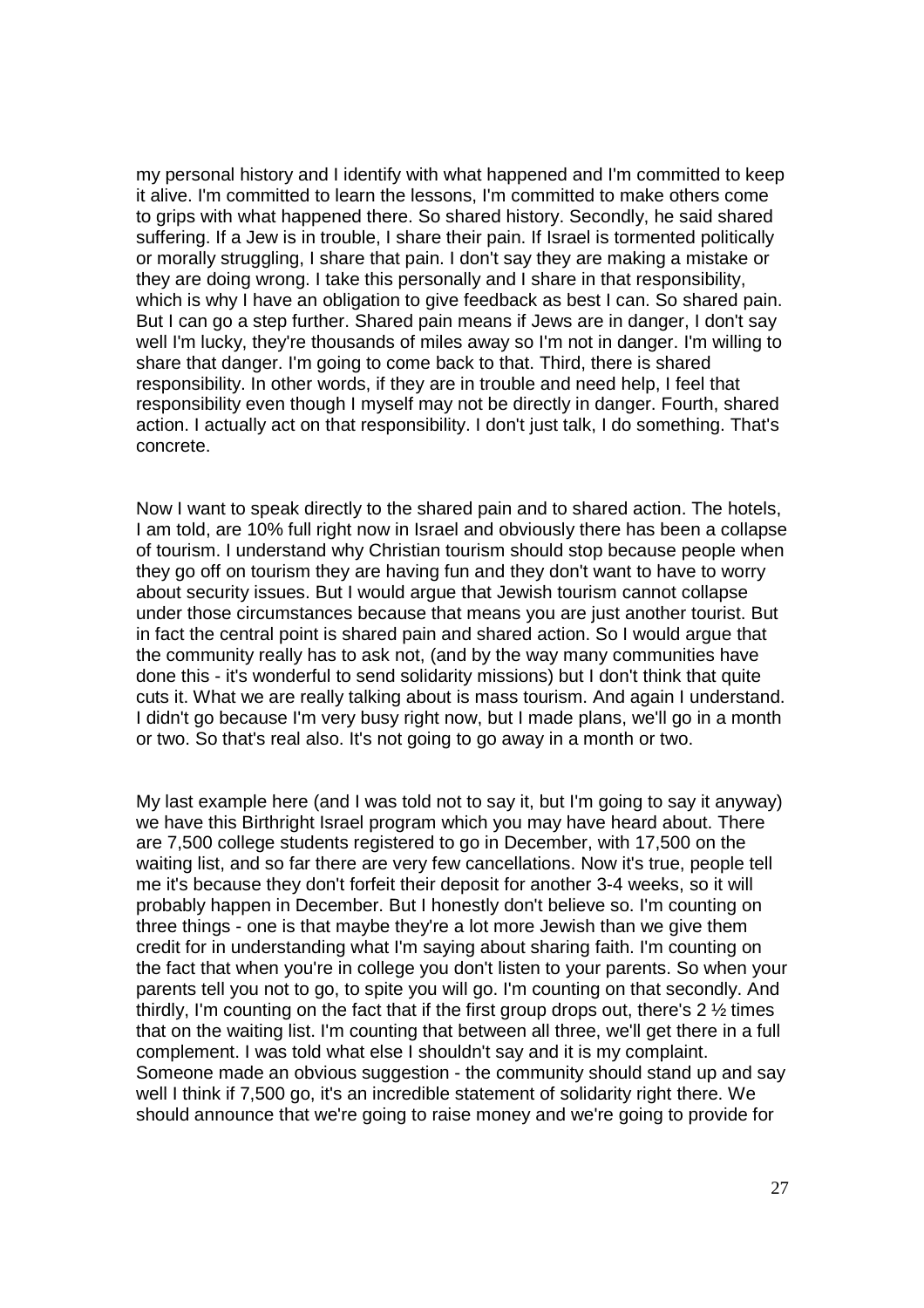my personal history and I identify with what happened and I'm committed to keep it alive. I'm committed to learn the lessons, I'm committed to make others come to grips with what happened there. So shared history. Secondly, he said shared suffering. If a Jew is in trouble, I share their pain. If Israel is tormented politically or morally struggling, I share that pain. I don't say they are making a mistake or they are doing wrong. I take this personally and I share in that responsibility, which is why I have an obligation to give feedback as best I can. So shared pain. But I can go a step further. Shared pain means if Jews are in danger, I don't say well I'm lucky, they're thousands of miles away so I'm not in danger. I'm willing to share that danger. I'm going to come back to that. Third, there is shared responsibility. In other words, if they are in trouble and need help, I feel that responsibility even though I myself may not be directly in danger. Fourth, shared action. I actually act on that responsibility. I don't just talk, I do something. That's concrete.

Now I want to speak directly to the shared pain and to shared action. The hotels, I am told, are 10% full right now in Israel and obviously there has been a collapse of tourism. I understand why Christian tourism should stop because people when they go off on tourism they are having fun and they don't want to have to worry about security issues. But I would argue that Jewish tourism cannot collapse under those circumstances because that means you are just another tourist. But in fact the central point is shared pain and shared action. So I would argue that the community really has to ask not, (and by the way many communities have done this - it's wonderful to send solidarity missions) but I don't think that quite cuts it. What we are really talking about is mass tourism. And again I understand. I didn't go because I'm very busy right now, but I made plans, we'll go in a month or two. So that's real also. It's not going to go away in a month or two.

My last example here (and I was told not to say it, but I'm going to say it anyway) we have this Birthright Israel program which you may have heard about. There are 7,500 college students registered to go in December, with 17,500 on the waiting list, and so far there are very few cancellations. Now it's true, people tell me it's because they don't forfeit their deposit for another 3-4 weeks, so it will probably happen in December. But I honestly don't believe so. I'm counting on three things - one is that maybe they're a lot more Jewish than we give them credit for in understanding what I'm saying about sharing faith. I'm counting on the fact that when you're in college you don't listen to your parents. So when your parents tell you not to go, to spite you will go. I'm counting on that secondly. And thirdly, I'm counting on the fact that if the first group drops out, there's 2 ½ times that on the waiting list. I'm counting that between all three, we'll get there in a full complement. I was told what else I shouldn't say and it is my complaint. Someone made an obvious suggestion - the community should stand up and say well I think if 7,500 go, it's an incredible statement of solidarity right there. We should announce that we're going to raise money and we're going to provide for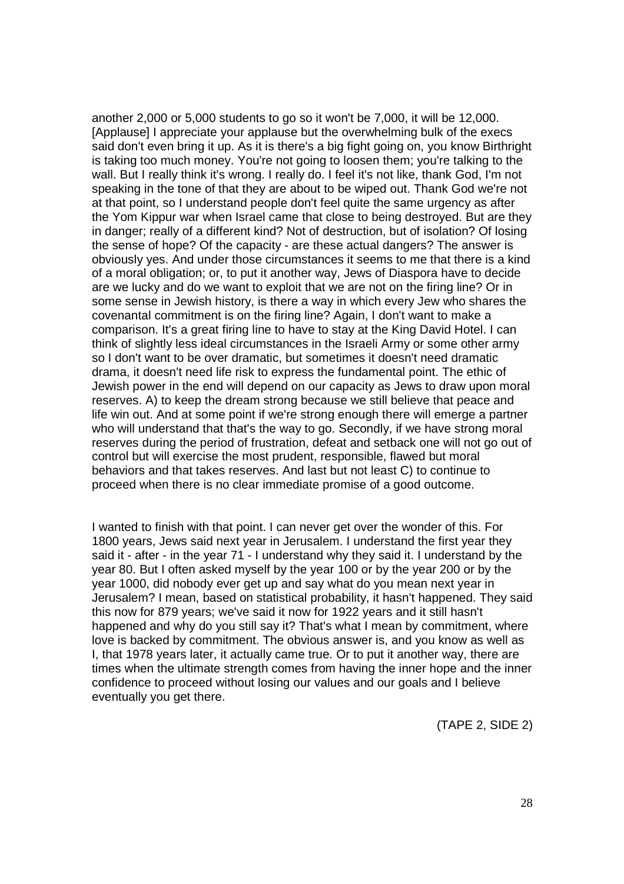another 2,000 or 5,000 students to go so it won't be 7,000, it will be 12,000. [Applause] I appreciate your applause but the overwhelming bulk of the execs said don't even bring it up. As it is there's a big fight going on, you know Birthright is taking too much money. You're not going to loosen them; you're talking to the wall. But I really think it's wrong. I really do. I feel it's not like, thank God, I'm not speaking in the tone of that they are about to be wiped out. Thank God we're not at that point, so I understand people don't feel quite the same urgency as after the Yom Kippur war when Israel came that close to being destroyed. But are they in danger; really of a different kind? Not of destruction, but of isolation? Of losing the sense of hope? Of the capacity - are these actual dangers? The answer is obviously yes. And under those circumstances it seems to me that there is a kind of a moral obligation; or, to put it another way, Jews of Diaspora have to decide are we lucky and do we want to exploit that we are not on the firing line? Or in some sense in Jewish history, is there a way in which every Jew who shares the covenantal commitment is on the firing line? Again, I don't want to make a comparison. It's a great firing line to have to stay at the King David Hotel. I can think of slightly less ideal circumstances in the Israeli Army or some other army so I don't want to be over dramatic, but sometimes it doesn't need dramatic drama, it doesn't need life risk to express the fundamental point. The ethic of Jewish power in the end will depend on our capacity as Jews to draw upon moral reserves. A) to keep the dream strong because we still believe that peace and life win out. And at some point if we're strong enough there will emerge a partner who will understand that that's the way to go. Secondly, if we have strong moral reserves during the period of frustration, defeat and setback one will not go out of control but will exercise the most prudent, responsible, flawed but moral behaviors and that takes reserves. And last but not least C) to continue to proceed when there is no clear immediate promise of a good outcome.

I wanted to finish with that point. I can never get over the wonder of this. For 1800 years, Jews said next year in Jerusalem. I understand the first year they said it - after - in the year 71 - I understand why they said it. I understand by the year 80. But I often asked myself by the year 100 or by the year 200 or by the year 1000, did nobody ever get up and say what do you mean next year in Jerusalem? I mean, based on statistical probability, it hasn't happened. They said this now for 879 years; we've said it now for 1922 years and it still hasn't happened and why do you still say it? That's what I mean by commitment, where love is backed by commitment. The obvious answer is, and you know as well as I, that 1978 years later, it actually came true. Or to put it another way, there are times when the ultimate strength comes from having the inner hope and the inner confidence to proceed without losing our values and our goals and I believe eventually you get there.

(TAPE 2, SIDE 2)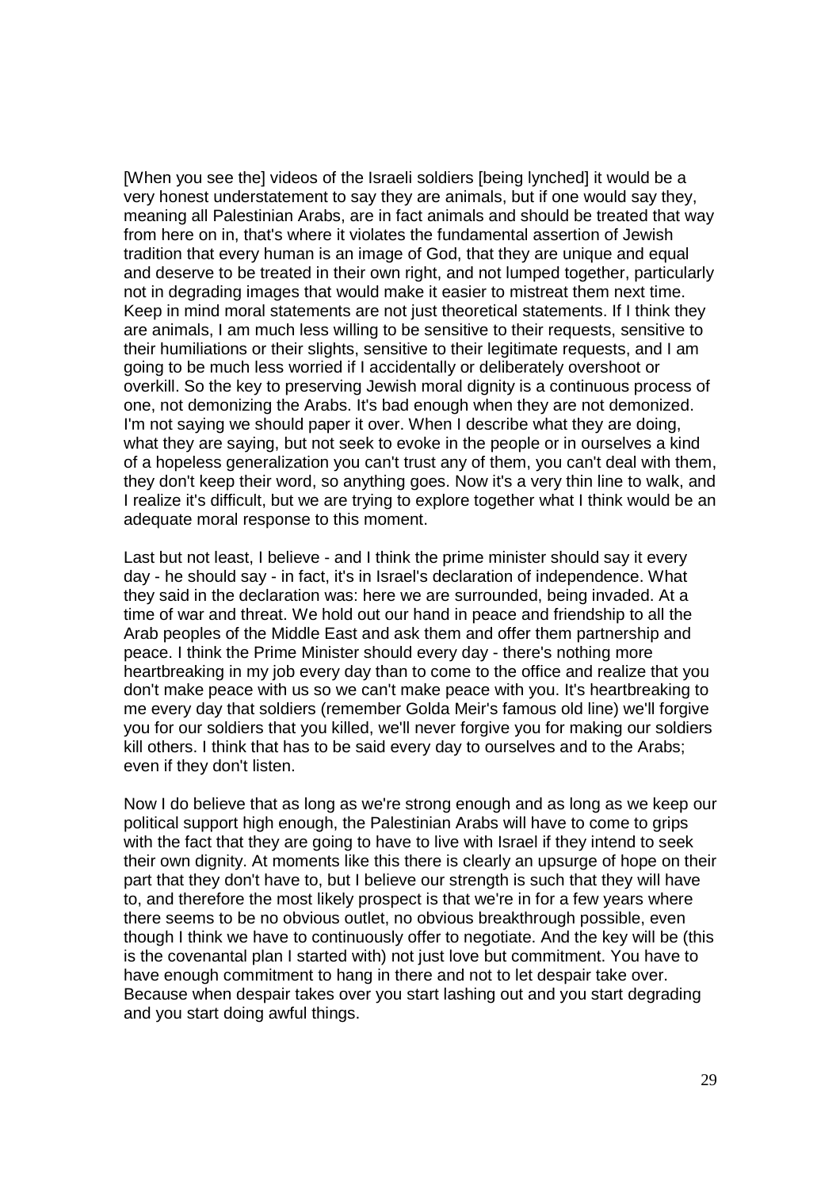[When you see the] videos of the Israeli soldiers [being lynched] it would be a very honest understatement to say they are animals, but if one would say they, meaning all Palestinian Arabs, are in fact animals and should be treated that way from here on in, that's where it violates the fundamental assertion of Jewish tradition that every human is an image of God, that they are unique and equal and deserve to be treated in their own right, and not lumped together, particularly not in degrading images that would make it easier to mistreat them next time. Keep in mind moral statements are not just theoretical statements. If I think they are animals, I am much less willing to be sensitive to their requests, sensitive to their humiliations or their slights, sensitive to their legitimate requests, and I am going to be much less worried if I accidentally or deliberately overshoot or overkill. So the key to preserving Jewish moral dignity is a continuous process of one, not demonizing the Arabs. It's bad enough when they are not demonized. I'm not saying we should paper it over. When I describe what they are doing, what they are saying, but not seek to evoke in the people or in ourselves a kind of a hopeless generalization you can't trust any of them, you can't deal with them, they don't keep their word, so anything goes. Now it's a very thin line to walk, and I realize it's difficult, but we are trying to explore together what I think would be an adequate moral response to this moment.

Last but not least, I believe - and I think the prime minister should say it every day - he should say - in fact, it's in Israel's declaration of independence. What they said in the declaration was: here we are surrounded, being invaded. At a time of war and threat. We hold out our hand in peace and friendship to all the Arab peoples of the Middle East and ask them and offer them partnership and peace. I think the Prime Minister should every day - there's nothing more heartbreaking in my job every day than to come to the office and realize that you don't make peace with us so we can't make peace with you. It's heartbreaking to me every day that soldiers (remember Golda Meir's famous old line) we'll forgive you for our soldiers that you killed, we'll never forgive you for making our soldiers kill others. I think that has to be said every day to ourselves and to the Arabs; even if they don't listen.

Now I do believe that as long as we're strong enough and as long as we keep our political support high enough, the Palestinian Arabs will have to come to grips with the fact that they are going to have to live with Israel if they intend to seek their own dignity. At moments like this there is clearly an upsurge of hope on their part that they don't have to, but I believe our strength is such that they will have to, and therefore the most likely prospect is that we're in for a few years where there seems to be no obvious outlet, no obvious breakthrough possible, even though I think we have to continuously offer to negotiate. And the key will be (this is the covenantal plan I started with) not just love but commitment. You have to have enough commitment to hang in there and not to let despair take over. Because when despair takes over you start lashing out and you start degrading and you start doing awful things.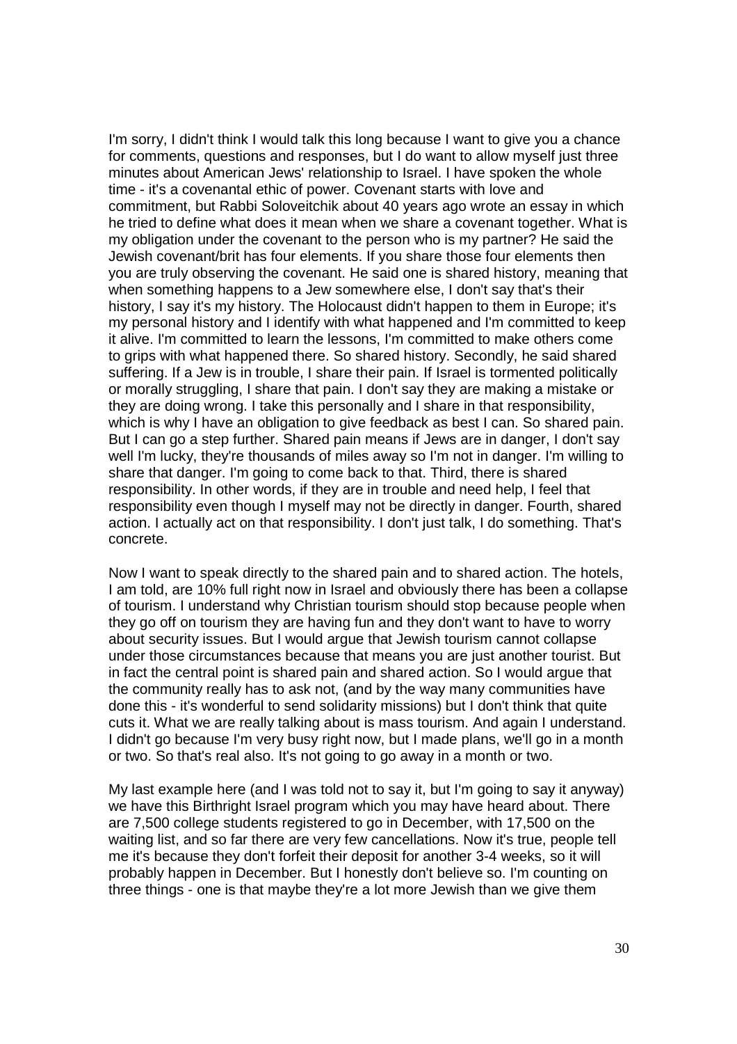I'm sorry, I didn't think I would talk this long because I want to give you a chance for comments, questions and responses, but I do want to allow myself just three minutes about American Jews' relationship to Israel. I have spoken the whole time - it's a covenantal ethic of power. Covenant starts with love and commitment, but Rabbi Soloveitchik about 40 years ago wrote an essay in which he tried to define what does it mean when we share a covenant together. What is my obligation under the covenant to the person who is my partner? He said the Jewish covenant/brit has four elements. If you share those four elements then you are truly observing the covenant. He said one is shared history, meaning that when something happens to a Jew somewhere else, I don't say that's their history, I say it's my history. The Holocaust didn't happen to them in Europe; it's my personal history and I identify with what happened and I'm committed to keep it alive. I'm committed to learn the lessons, I'm committed to make others come to grips with what happened there. So shared history. Secondly, he said shared suffering. If a Jew is in trouble, I share their pain. If Israel is tormented politically or morally struggling, I share that pain. I don't say they are making a mistake or they are doing wrong. I take this personally and I share in that responsibility, which is why I have an obligation to give feedback as best I can. So shared pain. But I can go a step further. Shared pain means if Jews are in danger, I don't say well I'm lucky, they're thousands of miles away so I'm not in danger. I'm willing to share that danger. I'm going to come back to that. Third, there is shared responsibility. In other words, if they are in trouble and need help, I feel that responsibility even though I myself may not be directly in danger. Fourth, shared action. I actually act on that responsibility. I don't just talk, I do something. That's concrete.

Now I want to speak directly to the shared pain and to shared action. The hotels, I am told, are 10% full right now in Israel and obviously there has been a collapse of tourism. I understand why Christian tourism should stop because people when they go off on tourism they are having fun and they don't want to have to worry about security issues. But I would argue that Jewish tourism cannot collapse under those circumstances because that means you are just another tourist. But in fact the central point is shared pain and shared action. So I would argue that the community really has to ask not, (and by the way many communities have done this - it's wonderful to send solidarity missions) but I don't think that quite cuts it. What we are really talking about is mass tourism. And again I understand. I didn't go because I'm very busy right now, but I made plans, we'll go in a month or two. So that's real also. It's not going to go away in a month or two.

My last example here (and I was told not to say it, but I'm going to say it anyway) we have this Birthright Israel program which you may have heard about. There are 7,500 college students registered to go in December, with 17,500 on the waiting list, and so far there are very few cancellations. Now it's true, people tell me it's because they don't forfeit their deposit for another 3-4 weeks, so it will probably happen in December. But I honestly don't believe so. I'm counting on three things - one is that maybe they're a lot more Jewish than we give them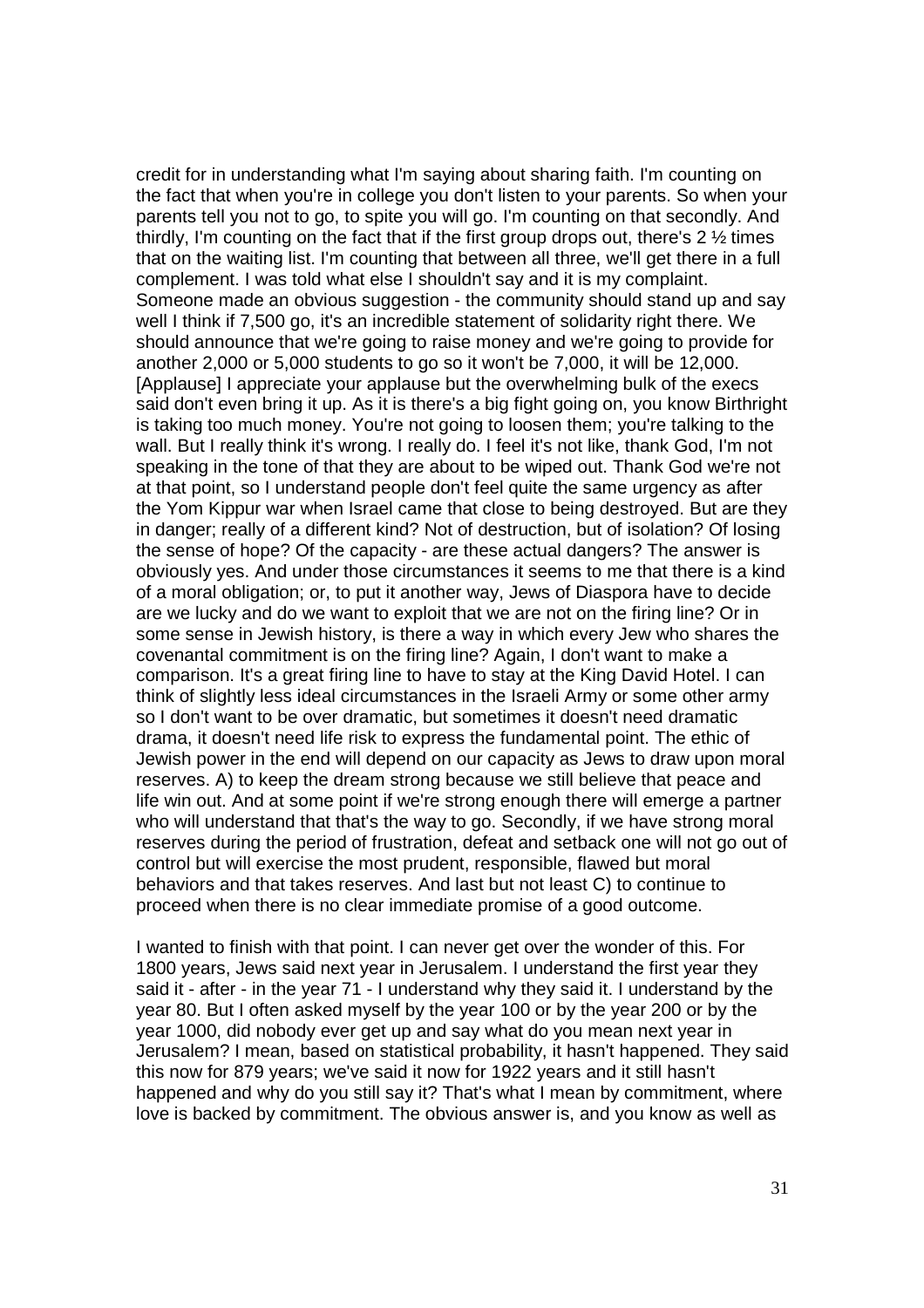credit for in understanding what I'm saying about sharing faith. I'm counting on the fact that when you're in college you don't listen to your parents. So when your parents tell you not to go, to spite you will go. I'm counting on that secondly. And thirdly, I'm counting on the fact that if the first group drops out, there's 2 ½ times that on the waiting list. I'm counting that between all three, we'll get there in a full complement. I was told what else I shouldn't say and it is my complaint. Someone made an obvious suggestion - the community should stand up and say well I think if 7,500 go, it's an incredible statement of solidarity right there. We should announce that we're going to raise money and we're going to provide for another 2,000 or 5,000 students to go so it won't be 7,000, it will be 12,000. [Applause] I appreciate your applause but the overwhelming bulk of the execs said don't even bring it up. As it is there's a big fight going on, you know Birthright is taking too much money. You're not going to loosen them; you're talking to the wall. But I really think it's wrong. I really do. I feel it's not like, thank God, I'm not speaking in the tone of that they are about to be wiped out. Thank God we're not at that point, so I understand people don't feel quite the same urgency as after the Yom Kippur war when Israel came that close to being destroyed. But are they in danger; really of a different kind? Not of destruction, but of isolation? Of losing the sense of hope? Of the capacity - are these actual dangers? The answer is obviously yes. And under those circumstances it seems to me that there is a kind of a moral obligation; or, to put it another way, Jews of Diaspora have to decide are we lucky and do we want to exploit that we are not on the firing line? Or in some sense in Jewish history, is there a way in which every Jew who shares the covenantal commitment is on the firing line? Again, I don't want to make a comparison. It's a great firing line to have to stay at the King David Hotel. I can think of slightly less ideal circumstances in the Israeli Army or some other army so I don't want to be over dramatic, but sometimes it doesn't need dramatic drama, it doesn't need life risk to express the fundamental point. The ethic of Jewish power in the end will depend on our capacity as Jews to draw upon moral reserves. A) to keep the dream strong because we still believe that peace and life win out. And at some point if we're strong enough there will emerge a partner who will understand that that's the way to go. Secondly, if we have strong moral reserves during the period of frustration, defeat and setback one will not go out of control but will exercise the most prudent, responsible, flawed but moral behaviors and that takes reserves. And last but not least C) to continue to proceed when there is no clear immediate promise of a good outcome.

I wanted to finish with that point. I can never get over the wonder of this. For 1800 years, Jews said next year in Jerusalem. I understand the first year they said it - after - in the year 71 - I understand why they said it. I understand by the year 80. But I often asked myself by the year 100 or by the year 200 or by the year 1000, did nobody ever get up and say what do you mean next year in Jerusalem? I mean, based on statistical probability, it hasn't happened. They said this now for 879 years; we've said it now for 1922 years and it still hasn't happened and why do you still say it? That's what I mean by commitment, where love is backed by commitment. The obvious answer is, and you know as well as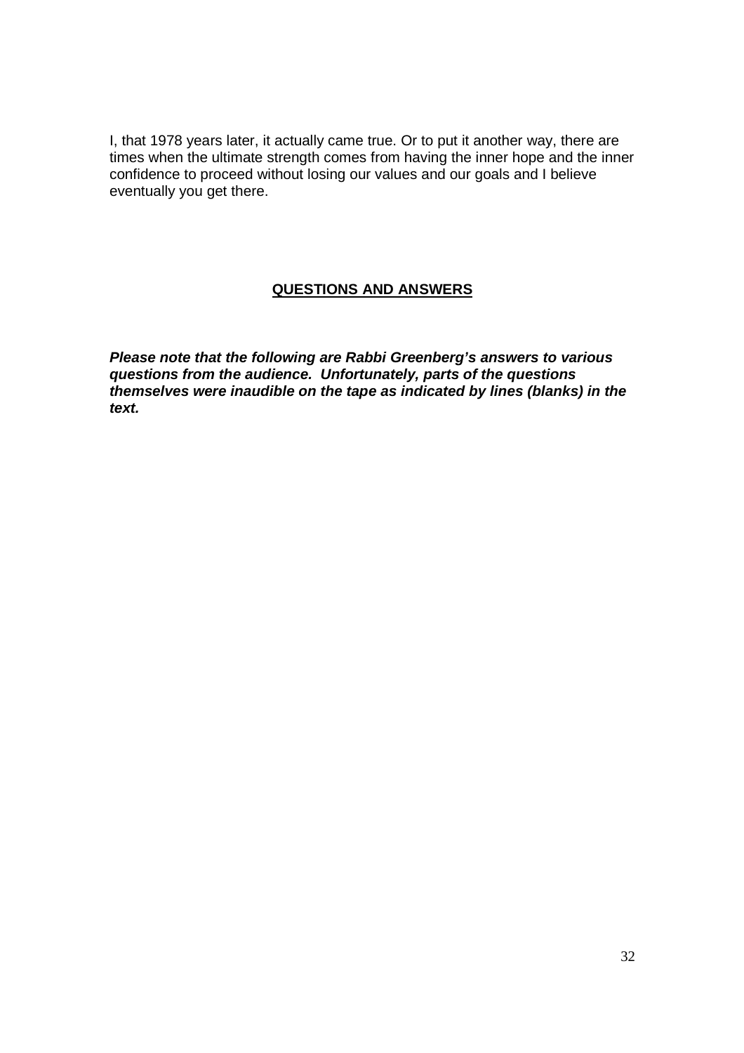I, that 1978 years later, it actually came true. Or to put it another way, there are times when the ultimate strength comes from having the inner hope and the inner confidence to proceed without losing our values and our goals and I believe eventually you get there.

## QUESTIONS AND ANSWERS

***Please note that the following are Rabbi Greenberg's answers to various questions from the audience. Unfortunately, parts of the questions themselves were inaudible on the tape as indicated by lines (blanks) in the text.***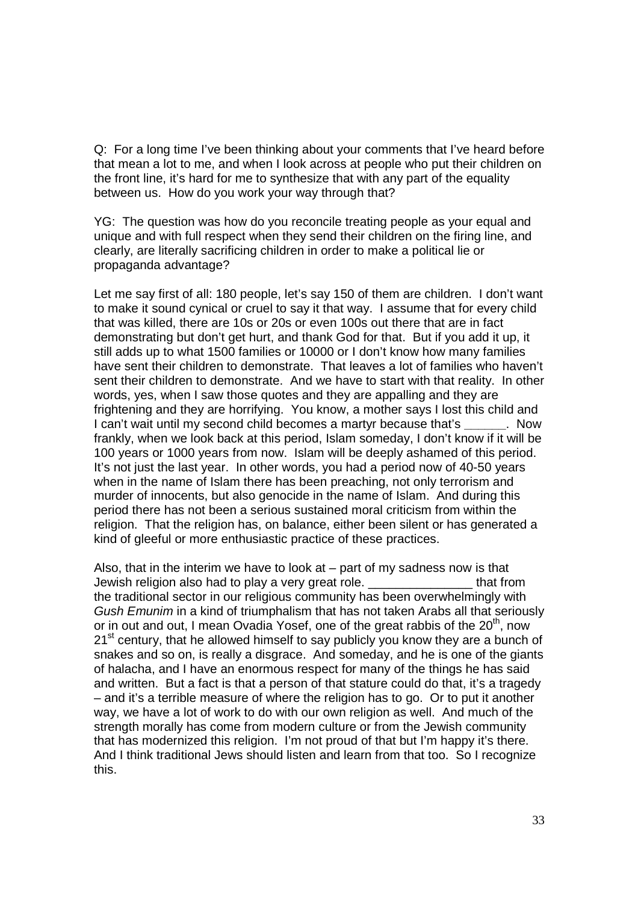Q: For a long time I've been thinking about your comments that I've heard before that mean a lot to me, and when I look across at people who put their children on the front line, it's hard for me to synthesize that with any part of the equality between us. How do you work your way through that?

YG: The question was how do you reconcile treating people as your equal and unique and with full respect when they send their children on the firing line, and clearly, are literally sacrificing children in order to make a political lie or propaganda advantage?

Let me say first of all: 180 people, let's say 150 of them are children. I don't want to make it sound cynical or cruel to say it that way. I assume that for every child that was killed, there are 10s or 20s or even 100s out there that are in fact demonstrating but don't get hurt, and thank God for that. But if you add it up, it still adds up to what 1500 families or 10000 or I don't know how many families have sent their children to demonstrate. That leaves a lot of families who haven't sent their children to demonstrate. And we have to start with that reality. In other words, yes, when I saw those quotes and they are appalling and they are frightening and they are horrifying. You know, a mother says I lost this child and I can't wait until my second child becomes a martyr because that's ______. Now frankly, when we look back at this period, Islam someday, I don't know if it will be 100 years or 1000 years from now. Islam will be deeply ashamed of this period. It's not just the last year. In other words, you had a period now of 40-50 years when in the name of Islam there has been preaching, not only terrorism and murder of innocents, but also genocide in the name of Islam. And during this period there has not been a serious sustained moral criticism from within the religion. That the religion has, on balance, either been silent or has generated a kind of gleeful or more enthusiastic practice of these practices.

Also, that in the interim we have to look at – part of my sadness now is that Jewish religion also had to play a very great role. _______________ that from the traditional sector in our religious community has been overwhelmingly with *Gush Emunim* in a kind of triumphalism that has not taken Arabs all that seriously or in out and out, I mean Ovadia Yosef, one of the great rabbis of the 20th, now 21st century, that he allowed himself to say publicly you know they are a bunch of snakes and so on, is really a disgrace. And someday, and he is one of the giants of halacha, and I have an enormous respect for many of the things he has said and written. But a fact is that a person of that stature could do that, it's a tragedy – and it's a terrible measure of where the religion has to go. Or to put it another way, we have a lot of work to do with our own religion as well. And much of the strength morally has come from modern culture or from the Jewish community that has modernized this religion. I'm not proud of that but I'm happy it's there. And I think traditional Jews should listen and learn from that too. So I recognize this.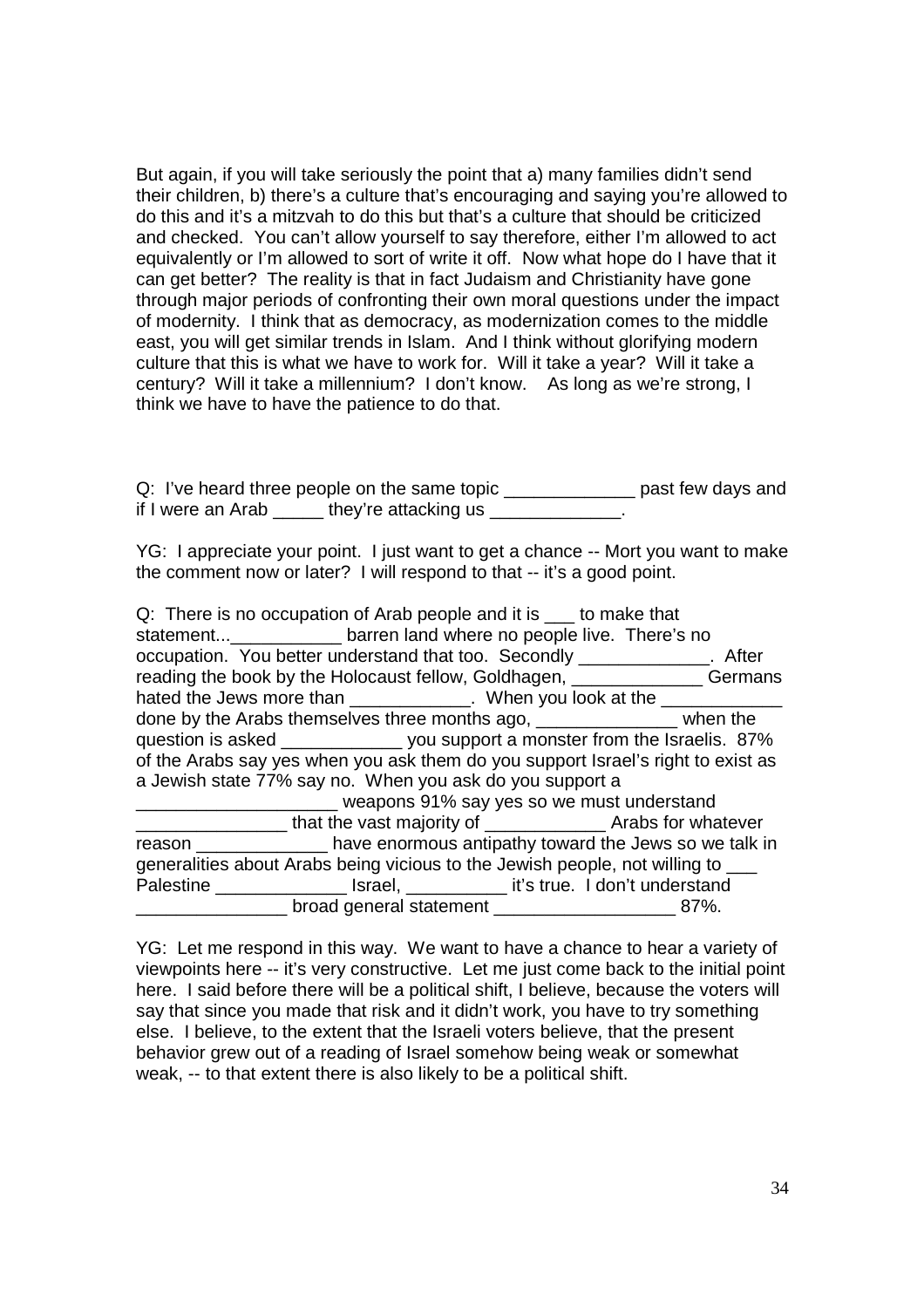But again, if you will take seriously the point that a) many families didn't send their children, b) there's a culture that's encouraging and saying you're allowed to do this and it's a mitzvah to do this but that's a culture that should be criticized and checked. You can't allow yourself to say therefore, either I'm allowed to act equivalently or I'm allowed to sort of write it off. Now what hope do I have that it can get better? The reality is that in fact Judaism and Christianity have gone through major periods of confronting their own moral questions under the impact of modernity. I think that as democracy, as modernization comes to the middle east, you will get similar trends in Islam. And I think without glorifying modern culture that this is what we have to work for. Will it take a year? Will it take a century? Will it take a millennium? I don't know. As long as we're strong, I think we have to have the patience to do that.

Q: I've heard three people on the same topic _____________ past few days and if I were an Arab _____ they're attacking us _____________.

YG: I appreciate your point. I just want to get a chance -- Mort you want to make the comment now or later? I will respond to that -- it's a good point.

Q: There is no occupation of Arab people and it is ___ to make that statement...___________ barren land where no people live. There's no occupation. You better understand that too. Secondly _____________. After reading the book by the Holocaust fellow, Goldhagen, _____________ Germans hated the Jews more than ____________. When you look at the ____________ done by the Arabs themselves three months ago, ______________ when the question is asked ____________ you support a monster from the Israelis. 87% of the Arabs say yes when you ask them do you support Israel's right to exist as a Jewish state 77% say no. When you ask do you support a ____________________ weapons 91% say yes so we must understand _______________ that the vast majority of ____________ Arabs for whatever reason _____________ have enormous antipathy toward the Jews so we talk in generalities about Arabs being vicious to the Jewish people, not willing to ___ Palestine _____________ Israel, __________ it's true. I don't understand _______________ broad general statement __________________ 87%.

YG: Let me respond in this way. We want to have a chance to hear a variety of viewpoints here -- it's very constructive. Let me just come back to the initial point here. I said before there will be a political shift, I believe, because the voters will say that since you made that risk and it didn't work, you have to try something else. I believe, to the extent that the Israeli voters believe, that the present behavior grew out of a reading of Israel somehow being weak or somewhat weak, -- to that extent there is also likely to be a political shift.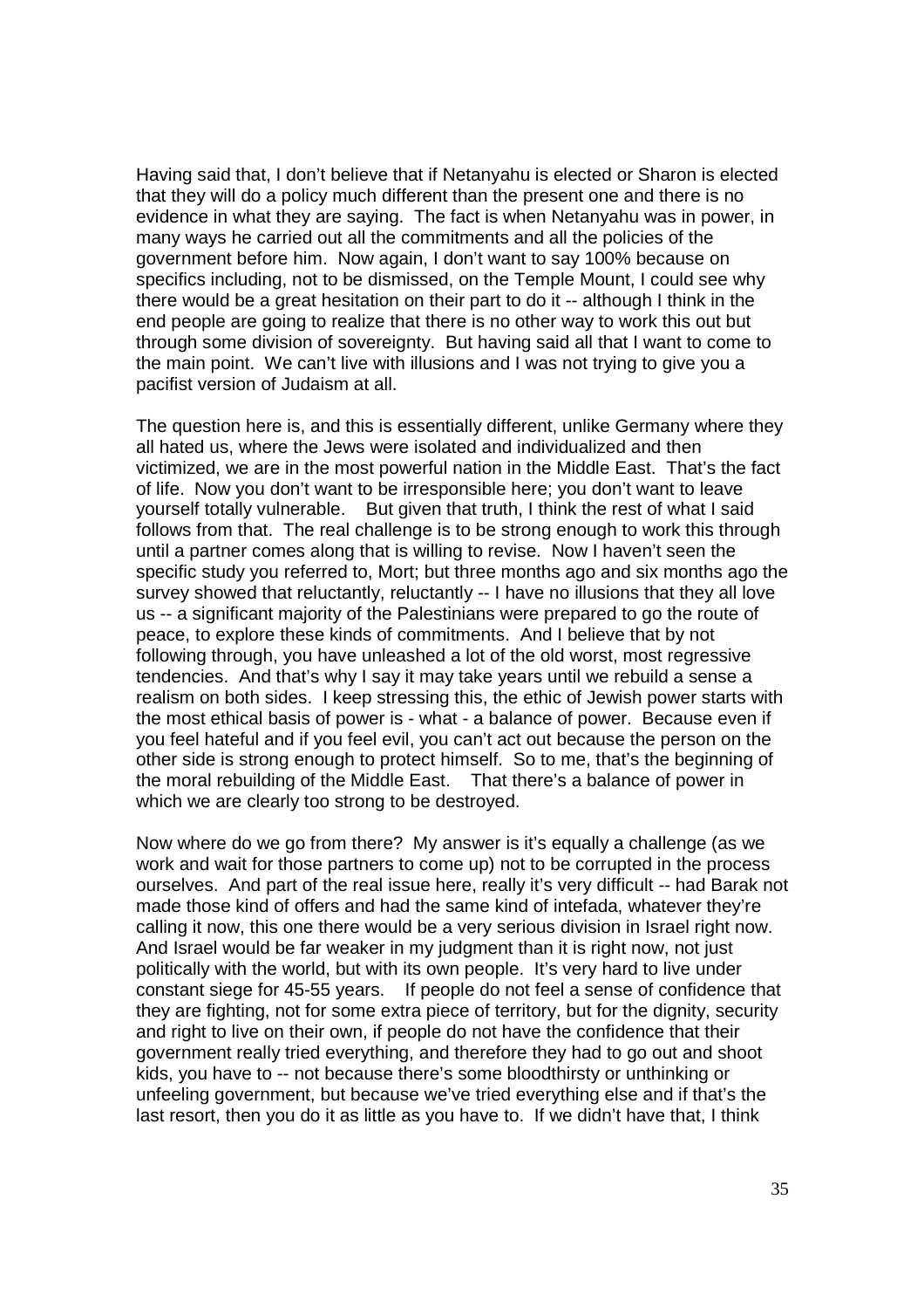Having said that, I don't believe that if Netanyahu is elected or Sharon is elected that they will do a policy much different than the present one and there is no evidence in what they are saying. The fact is when Netanyahu was in power, in many ways he carried out all the commitments and all the policies of the government before him. Now again, I don't want to say 100% because on specifics including, not to be dismissed, on the Temple Mount, I could see why there would be a great hesitation on their part to do it -- although I think in the end people are going to realize that there is no other way to work this out but through some division of sovereignty. But having said all that I want to come to the main point. We can't live with illusions and I was not trying to give you a pacifist version of Judaism at all.

The question here is, and this is essentially different, unlike Germany where they all hated us, where the Jews were isolated and individualized and then victimized, we are in the most powerful nation in the Middle East. That's the fact of life. Now you don't want to be irresponsible here; you don't want to leave yourself totally vulnerable. But given that truth, I think the rest of what I said follows from that. The real challenge is to be strong enough to work this through until a partner comes along that is willing to revise. Now I haven't seen the specific study you referred to, Mort; but three months ago and six months ago the survey showed that reluctantly, reluctantly -- I have no illusions that they all love us -- a significant majority of the Palestinians were prepared to go the route of peace, to explore these kinds of commitments. And I believe that by not following through, you have unleashed a lot of the old worst, most regressive tendencies. And that's why I say it may take years until we rebuild a sense a realism on both sides. I keep stressing this, the ethic of Jewish power starts with the most ethical basis of power is - what - a balance of power. Because even if you feel hateful and if you feel evil, you can't act out because the person on the other side is strong enough to protect himself. So to me, that's the beginning of the moral rebuilding of the Middle East. That there's a balance of power in which we are clearly too strong to be destroyed.

Now where do we go from there? My answer is it's equally a challenge (as we work and wait for those partners to come up) not to be corrupted in the process ourselves. And part of the real issue here, really it's very difficult -- had Barak not made those kind of offers and had the same kind of intefada, whatever they're calling it now, this one there would be a very serious division in Israel right now. And Israel would be far weaker in my judgment than it is right now, not just politically with the world, but with its own people. It's very hard to live under constant siege for 45-55 years. If people do not feel a sense of confidence that they are fighting, not for some extra piece of territory, but for the dignity, security and right to live on their own, if people do not have the confidence that their government really tried everything, and therefore they had to go out and shoot kids, you have to -- not because there's some bloodthirsty or unthinking or unfeeling government, but because we've tried everything else and if that's the last resort, then you do it as little as you have to. If we didn't have that, I think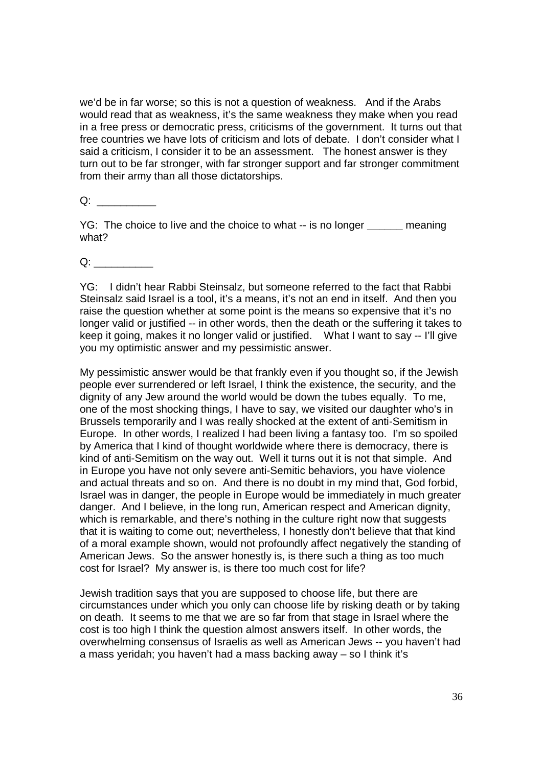we'd be in far worse; so this is not a question of weakness. And if the Arabs would read that as weakness, it's the same weakness they make when you read in a free press or democratic press, criticisms of the government. It turns out that free countries we have lots of criticism and lots of debate. I don't consider what I said a criticism, I consider it to be an assessment. The honest answer is they turn out to be far stronger, with far stronger support and far stronger commitment from their army than all those dictatorships.

Q: __________

YG: The choice to live and the choice to what -- is no longer ______ meaning what?

Q: __________

YG: I didn't hear Rabbi Steinsalz, but someone referred to the fact that Rabbi Steinsalz said Israel is a tool, it's a means, it's not an end in itself. And then you raise the question whether at some point is the means so expensive that it's no longer valid or justified -- in other words, then the death or the suffering it takes to keep it going, makes it no longer valid or justified. What I want to say -- I'll give you my optimistic answer and my pessimistic answer.

My pessimistic answer would be that frankly even if you thought so, if the Jewish people ever surrendered or left Israel, I think the existence, the security, and the dignity of any Jew around the world would be down the tubes equally. To me, one of the most shocking things, I have to say, we visited our daughter who's in Brussels temporarily and I was really shocked at the extent of anti-Semitism in Europe. In other words, I realized I had been living a fantasy too. I'm so spoiled by America that I kind of thought worldwide where there is democracy, there is kind of anti-Semitism on the way out. Well it turns out it is not that simple. And in Europe you have not only severe anti-Semitic behaviors, you have violence and actual threats and so on. And there is no doubt in my mind that, God forbid, Israel was in danger, the people in Europe would be immediately in much greater danger. And I believe, in the long run, American respect and American dignity, which is remarkable, and there's nothing in the culture right now that suggests that it is waiting to come out; nevertheless, I honestly don't believe that that kind of a moral example shown, would not profoundly affect negatively the standing of American Jews. So the answer honestly is, is there such a thing as too much cost for Israel? My answer is, is there too much cost for life?

Jewish tradition says that you are supposed to choose life, but there are circumstances under which you only can choose life by risking death or by taking on death. It seems to me that we are so far from that stage in Israel where the cost is too high I think the question almost answers itself. In other words, the overwhelming consensus of Israelis as well as American Jews -- you haven't had a mass yeridah; you haven't had a mass backing away – so I think it's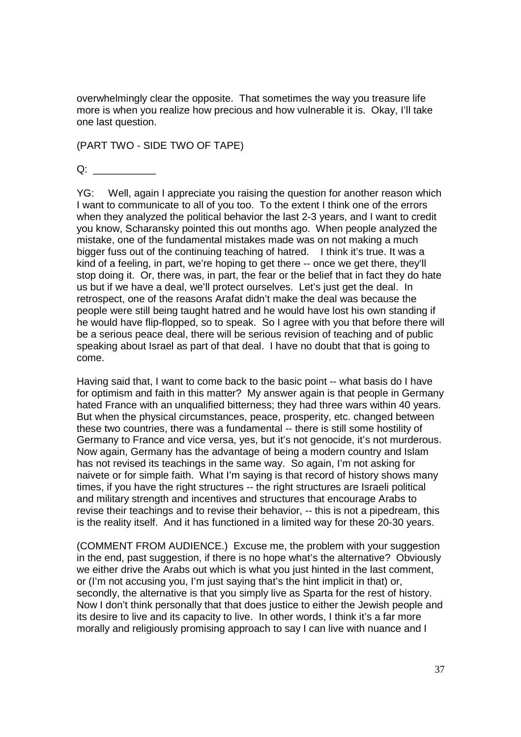overwhelmingly clear the opposite. That sometimes the way you treasure life more is when you realize how precious and how vulnerable it is. Okay, I'll take one last question.

(PART TWO - SIDE TWO OF TAPE)

Q: ___________

YG: Well, again I appreciate you raising the question for another reason which I want to communicate to all of you too. To the extent I think one of the errors when they analyzed the political behavior the last 2-3 years, and I want to credit you know, Scharansky pointed this out months ago. When people analyzed the mistake, one of the fundamental mistakes made was on not making a much bigger fuss out of the continuing teaching of hatred. I think it's true. It was a kind of a feeling, in part, we're hoping to get there -- once we get there, they'll stop doing it. Or, there was, in part, the fear or the belief that in fact they do hate us but if we have a deal, we'll protect ourselves. Let's just get the deal. In retrospect, one of the reasons Arafat didn't make the deal was because the people were still being taught hatred and he would have lost his own standing if he would have flip-flopped, so to speak. So I agree with you that before there will be a serious peace deal, there will be serious revision of teaching and of public speaking about Israel as part of that deal. I have no doubt that that is going to come.

Having said that, I want to come back to the basic point -- what basis do I have for optimism and faith in this matter? My answer again is that people in Germany hated France with an unqualified bitterness; they had three wars within 40 years. But when the physical circumstances, peace, prosperity, etc. changed between these two countries, there was a fundamental -- there is still some hostility of Germany to France and vice versa, yes, but it's not genocide, it's not murderous. Now again, Germany has the advantage of being a modern country and Islam has not revised its teachings in the same way. So again, I'm not asking for naivete or for simple faith. What I'm saying is that record of history shows many times, if you have the right structures -- the right structures are Israeli political and military strength and incentives and structures that encourage Arabs to revise their teachings and to revise their behavior, -- this is not a pipedream, this is the reality itself. And it has functioned in a limited way for these 20-30 years.

(COMMENT FROM AUDIENCE.) Excuse me, the problem with your suggestion in the end, past suggestion, if there is no hope what's the alternative? Obviously we either drive the Arabs out which is what you just hinted in the last comment, or (I'm not accusing you, I'm just saying that's the hint implicit in that) or, secondly, the alternative is that you simply live as Sparta for the rest of history. Now I don't think personally that that does justice to either the Jewish people and its desire to live and its capacity to live. In other words, I think it's a far more morally and religiously promising approach to say I can live with nuance and I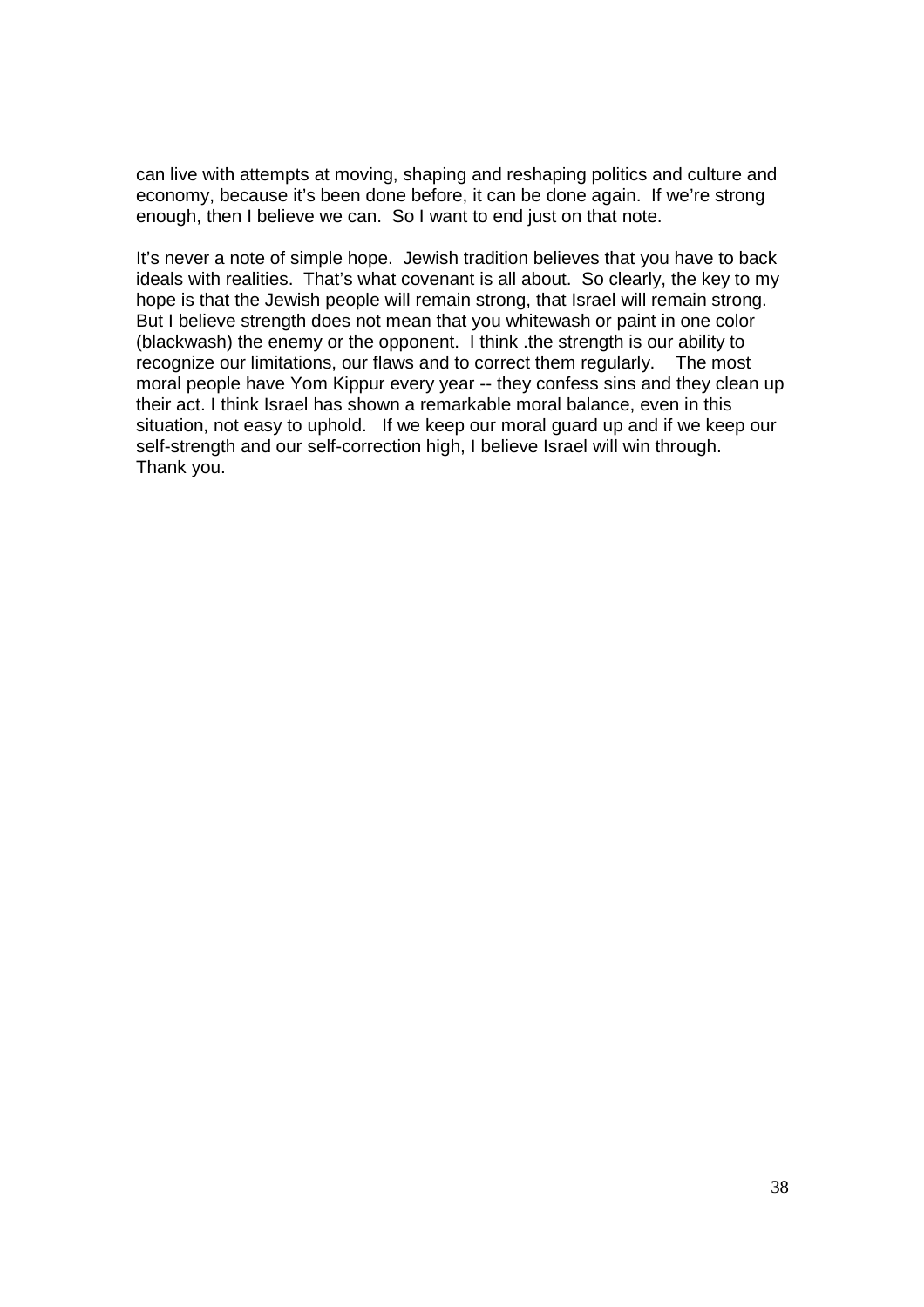can live with attempts at moving, shaping and reshaping politics and culture and economy, because it's been done before, it can be done again. If we're strong enough, then I believe we can. So I want to end just on that note.

It's never a note of simple hope. Jewish tradition believes that you have to back ideals with realities. That's what covenant is all about. So clearly, the key to my hope is that the Jewish people will remain strong, that Israel will remain strong. But I believe strength does not mean that you whitewash or paint in one color (blackwash) the enemy or the opponent. I think .the strength is our ability to recognize our limitations, our flaws and to correct them regularly. The most moral people have Yom Kippur every year -- they confess sins and they clean up their act. I think Israel has shown a remarkable moral balance, even in this situation, not easy to uphold. If we keep our moral guard up and if we keep our self-strength and our self-correction high, I believe Israel will win through. Thank you.